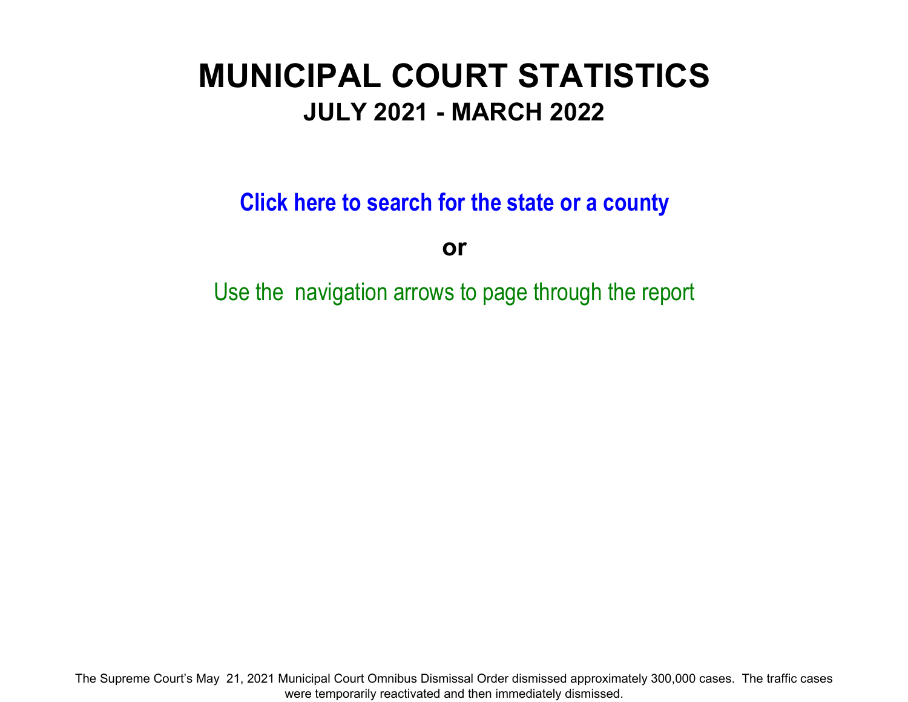# MUNICIPAL COURT STATISTICS

## JULY 2021 - MARCH 2022

**Click here to search for the state or a county**

**or**

Use the navigation arrows to page through the report

The Supreme Court's May 21, 2021 Municipal Court Omnibus Dismissal Order dismissed approximately 300,000 cases. The traffic cases were temporarily reactivated and then immediately dismissed.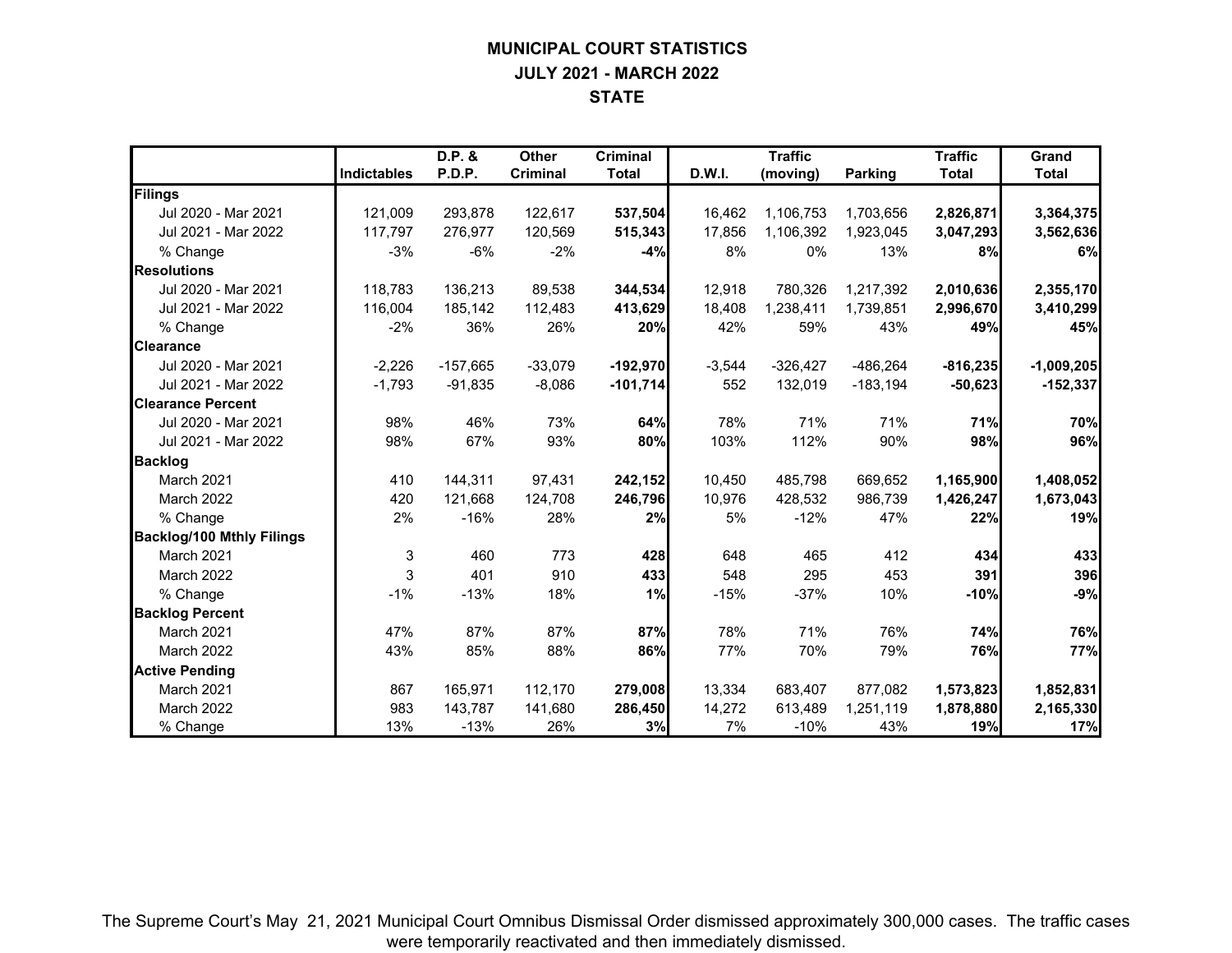# MUNICIPAL COURT STATISTICS
## JULY 2021 - MARCH 2022
## STATE

| | Indictables | D.P. & P.D.P. | Other Criminal | Criminal Total | D.W.I. | Traffic (moving) | Parking | Traffic Total | Grand Total |
|---|---|---|---|---|---|---|---|---|---|
| **Filings** | | | | | | | | | |
| Jul 2020 - Mar 2021 | 121,009 | 293,878 | 122,617 | **537,504** | 16,462 | 1,106,753 | 1,703,656 | **2,826,871** | **3,364,375** |
| Jul 2021 - Mar 2022 | 117,797 | 276,977 | 120,569 | **515,343** | 17,856 | 1,106,392 | 1,923,045 | **3,047,293** | **3,562,636** |
| % Change | -3% | -6% | -2% | **-4%** | 8% | 0% | 13% | **8%** | **6%** |
| **Resolutions** | | | | | | | | | |
| Jul 2020 - Mar 2021 | 118,783 | 136,213 | 89,538 | **344,534** | 12,918 | 780,326 | 1,217,392 | **2,010,636** | **2,355,170** |
| Jul 2021 - Mar 2022 | 116,004 | 185,142 | 112,483 | **413,629** | 18,408 | 1,238,411 | 1,739,851 | **2,996,670** | **3,410,299** |
| % Change | -2% | 36% | 26% | **20%** | 42% | 59% | 43% | **49%** | **45%** |
| **Clearance** | | | | | | | | | |
| Jul 2020 - Mar 2021 | -2,226 | -157,665 | -33,079 | **-192,970** | -3,544 | -326,427 | -486,264 | **-816,235** | **-1,009,205** |
| Jul 2021 - Mar 2022 | -1,793 | -91,835 | -8,086 | **-101,714** | 552 | 132,019 | -183,194 | **-50,623** | **-152,337** |
| **Clearance Percent** | | | | | | | | | |
| Jul 2020 - Mar 2021 | 98% | 46% | 73% | **64%** | 78% | 71% | 71% | **71%** | **70%** |
| Jul 2021 - Mar 2022 | 98% | 67% | 93% | **80%** | 103% | 112% | 90% | **98%** | **96%** |
| **Backlog** | | | | | | | | | |
| March 2021 | 410 | 144,311 | 97,431 | **242,152** | 10,450 | 485,798 | 669,652 | **1,165,900** | **1,408,052** |
| March 2022 | 420 | 121,668 | 124,708 | **246,796** | 10,976 | 428,532 | 986,739 | **1,426,247** | **1,673,043** |
| % Change | 2% | -16% | 28% | **2%** | 5% | -12% | 47% | **22%** | **19%** |
| **Backlog/100 Mthly Filings** | | | | | | | | | |
| March 2021 | 3 | 460 | 773 | **428** | 648 | 465 | 412 | **434** | **433** |
| March 2022 | 3 | 401 | 910 | **433** | 548 | 295 | 453 | **391** | **396** |
| % Change | -1% | -13% | 18% | **1%** | -15% | -37% | 10% | **-10%** | **-9%** |
| **Backlog Percent** | | | | | | | | | |
| March 2021 | 47% | 87% | 87% | **87%** | 78% | 71% | 76% | **74%** | **76%** |
| March 2022 | 43% | 85% | 88% | **86%** | 77% | 70% | 79% | **76%** | **77%** |
| **Active Pending** | | | | | | | | | |
| March 2021 | 867 | 165,971 | 112,170 | **279,008** | 13,334 | 683,407 | 877,082 | **1,573,823** | **1,852,831** |
| March 2022 | 983 | 143,787 | 141,680 | **286,450** | 14,272 | 613,489 | 1,251,119 | **1,878,880** | **2,165,330** |
| % Change | 13% | -13% | 26% | **3%** | 7% | -10% | 43% | **19%** | **17%** |

The Supreme Court's May 21, 2021 Municipal Court Omnibus Dismissal Order dismissed approximately 300,000 cases. The traffic cases were temporarily reactivated and then immediately dismissed.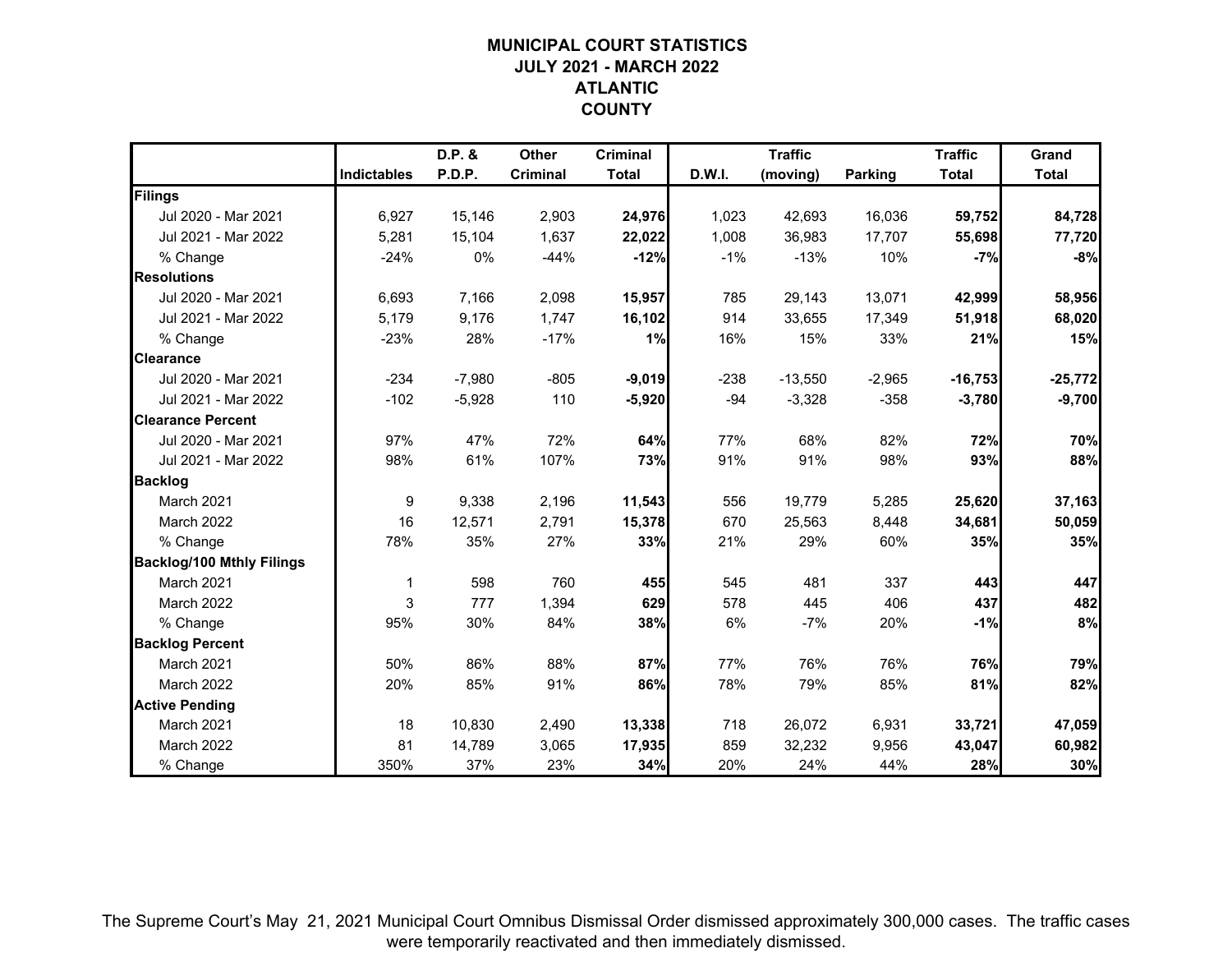# MUNICIPAL COURT STATISTICS
## JULY 2021 - MARCH 2022
## ATLANTIC COUNTY

| | Indictables | D.P. & P.D.P. | Other Criminal | Criminal Total | D.W.I. | Traffic (moving) | Parking | Traffic Total | Grand Total |
|---|---|---|---|---|---|---|---|---|---|
| **Filings** | | | | | | | | | |
| Jul 2020 - Mar 2021 | 6,927 | 15,146 | 2,903 | **24,976** | 1,023 | 42,693 | 16,036 | **59,752** | **84,728** |
| Jul 2021 - Mar 2022 | 5,281 | 15,104 | 1,637 | **22,022** | 1,008 | 36,983 | 17,707 | **55,698** | **77,720** |
| % Change | -24% | 0% | -44% | **-12%** | -1% | -13% | 10% | **-7%** | **-8%** |
| **Resolutions** | | | | | | | | | |
| Jul 2020 - Mar 2021 | 6,693 | 7,166 | 2,098 | **15,957** | 785 | 29,143 | 13,071 | **42,999** | **58,956** |
| Jul 2021 - Mar 2022 | 5,179 | 9,176 | 1,747 | **16,102** | 914 | 33,655 | 17,349 | **51,918** | **68,020** |
| % Change | -23% | 28% | -17% | **1%** | 16% | 15% | 33% | **21%** | **15%** |
| **Clearance** | | | | | | | | | |
| Jul 2020 - Mar 2021 | -234 | -7,980 | -805 | **-9,019** | -238 | -13,550 | -2,965 | **-16,753** | **-25,772** |
| Jul 2021 - Mar 2022 | -102 | -5,928 | 110 | **-5,920** | -94 | -3,328 | -358 | **-3,780** | **-9,700** |
| **Clearance Percent** | | | | | | | | | |
| Jul 2020 - Mar 2021 | 97% | 47% | 72% | **64%** | 77% | 68% | 82% | **72%** | **70%** |
| Jul 2021 - Mar 2022 | 98% | 61% | 107% | **73%** | 91% | 91% | 98% | **93%** | **88%** |
| **Backlog** | | | | | | | | | |
| March 2021 | 9 | 9,338 | 2,196 | **11,543** | 556 | 19,779 | 5,285 | **25,620** | **37,163** |
| March 2022 | 16 | 12,571 | 2,791 | **15,378** | 670 | 25,563 | 8,448 | **34,681** | **50,059** |
| % Change | 78% | 35% | 27% | **33%** | 21% | 29% | 60% | **35%** | **35%** |
| **Backlog/100 Mthly Filings** | | | | | | | | | |
| March 2021 | 1 | 598 | 760 | **455** | 545 | 481 | 337 | **443** | **447** |
| March 2022 | 3 | 777 | 1,394 | **629** | 578 | 445 | 406 | **437** | **482** |
| % Change | 95% | 30% | 84% | **38%** | 6% | -7% | 20% | **-1%** | **8%** |
| **Backlog Percent** | | | | | | | | | |
| March 2021 | 50% | 86% | 88% | **87%** | 77% | 76% | 76% | **76%** | **79%** |
| March 2022 | 20% | 85% | 91% | **86%** | 78% | 79% | 85% | **81%** | **82%** |
| **Active Pending** | | | | | | | | | |
| March 2021 | 18 | 10,830 | 2,490 | **13,338** | 718 | 26,072 | 6,931 | **33,721** | **47,059** |
| March 2022 | 81 | 14,789 | 3,065 | **17,935** | 859 | 32,232 | 9,956 | **43,047** | **60,982** |
| % Change | 350% | 37% | 23% | **34%** | 20% | 24% | 44% | **28%** | **30%** |

The Supreme Court's May 21, 2021 Municipal Court Omnibus Dismissal Order dismissed approximately 300,000 cases. The traffic cases were temporarily reactivated and then immediately dismissed.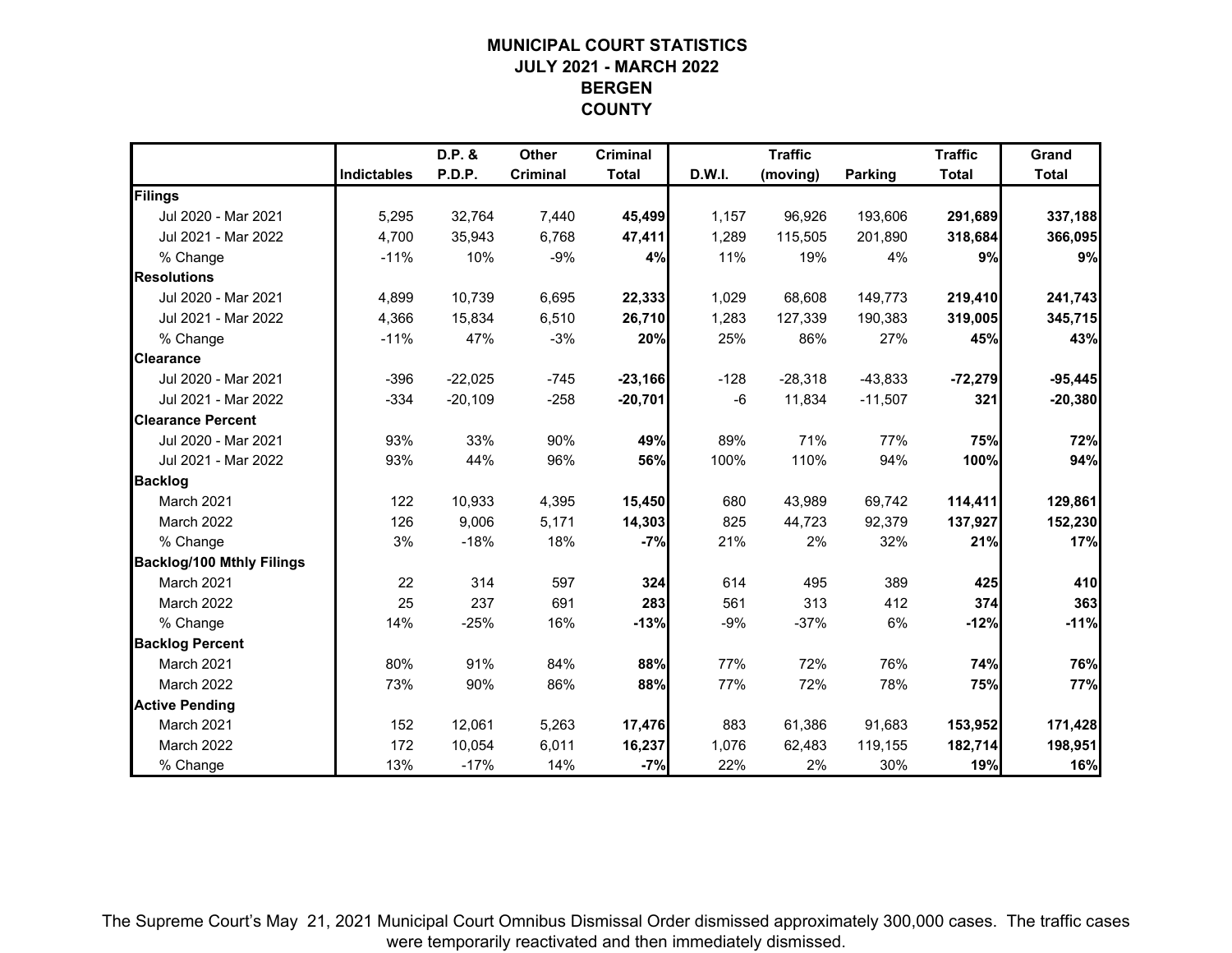# MUNICIPAL COURT STATISTICS
## JULY 2021 - MARCH 2022
## BERGEN COUNTY

| | Indictables | D.P. & P.D.P. | Other Criminal | Criminal Total | D.W.I. | Traffic (moving) | Parking | Traffic Total | Grand Total |
|---|---|---|---|---|---|---|---|---|---|
| **Filings** | | | | | | | | | |
| Jul 2020 - Mar 2021 | 5,295 | 32,764 | 7,440 | **45,499** | 1,157 | 96,926 | 193,606 | **291,689** | **337,188** |
| Jul 2021 - Mar 2022 | 4,700 | 35,943 | 6,768 | **47,411** | 1,289 | 115,505 | 201,890 | **318,684** | **366,095** |
| % Change | -11% | 10% | -9% | **4%** | 11% | 19% | 4% | **9%** | **9%** |
| **Resolutions** | | | | | | | | | |
| Jul 2020 - Mar 2021 | 4,899 | 10,739 | 6,695 | **22,333** | 1,029 | 68,608 | 149,773 | **219,410** | **241,743** |
| Jul 2021 - Mar 2022 | 4,366 | 15,834 | 6,510 | **26,710** | 1,283 | 127,339 | 190,383 | **319,005** | **345,715** |
| % Change | -11% | 47% | -3% | **20%** | 25% | 86% | 27% | **45%** | **43%** |
| **Clearance** | | | | | | | | | |
| Jul 2020 - Mar 2021 | -396 | -22,025 | -745 | **-23,166** | -128 | -28,318 | -43,833 | **-72,279** | **-95,445** |
| Jul 2021 - Mar 2022 | -334 | -20,109 | -258 | **-20,701** | -6 | 11,834 | -11,507 | **321** | **-20,380** |
| **Clearance Percent** | | | | | | | | | |
| Jul 2020 - Mar 2021 | 93% | 33% | 90% | **49%** | 89% | 71% | 77% | **75%** | **72%** |
| Jul 2021 - Mar 2022 | 93% | 44% | 96% | **56%** | 100% | 110% | 94% | **100%** | **94%** |
| **Backlog** | | | | | | | | | |
| March 2021 | 122 | 10,933 | 4,395 | **15,450** | 680 | 43,989 | 69,742 | **114,411** | **129,861** |
| March 2022 | 126 | 9,006 | 5,171 | **14,303** | 825 | 44,723 | 92,379 | **137,927** | **152,230** |
| % Change | 3% | -18% | 18% | **-7%** | 21% | 2% | 32% | **21%** | **17%** |
| **Backlog/100 Mthly Filings** | | | | | | | | | |
| March 2021 | 22 | 314 | 597 | **324** | 614 | 495 | 389 | **425** | **410** |
| March 2022 | 25 | 237 | 691 | **283** | 561 | 313 | 412 | **374** | **363** |
| % Change | 14% | -25% | 16% | **-13%** | -9% | -37% | 6% | **-12%** | **-11%** |
| **Backlog Percent** | | | | | | | | | |
| March 2021 | 80% | 91% | 84% | **88%** | 77% | 72% | 76% | **74%** | **76%** |
| March 2022 | 73% | 90% | 86% | **88%** | 77% | 72% | 78% | **75%** | **77%** |
| **Active Pending** | | | | | | | | | |
| March 2021 | 152 | 12,061 | 5,263 | **17,476** | 883 | 61,386 | 91,683 | **153,952** | **171,428** |
| March 2022 | 172 | 10,054 | 6,011 | **16,237** | 1,076 | 62,483 | 119,155 | **182,714** | **198,951** |
| % Change | 13% | -17% | 14% | **-7%** | 22% | 2% | 30% | **19%** | **16%** |

The Supreme Court's May 21, 2021 Municipal Court Omnibus Dismissal Order dismissed approximately 300,000 cases. The traffic cases were temporarily reactivated and then immediately dismissed.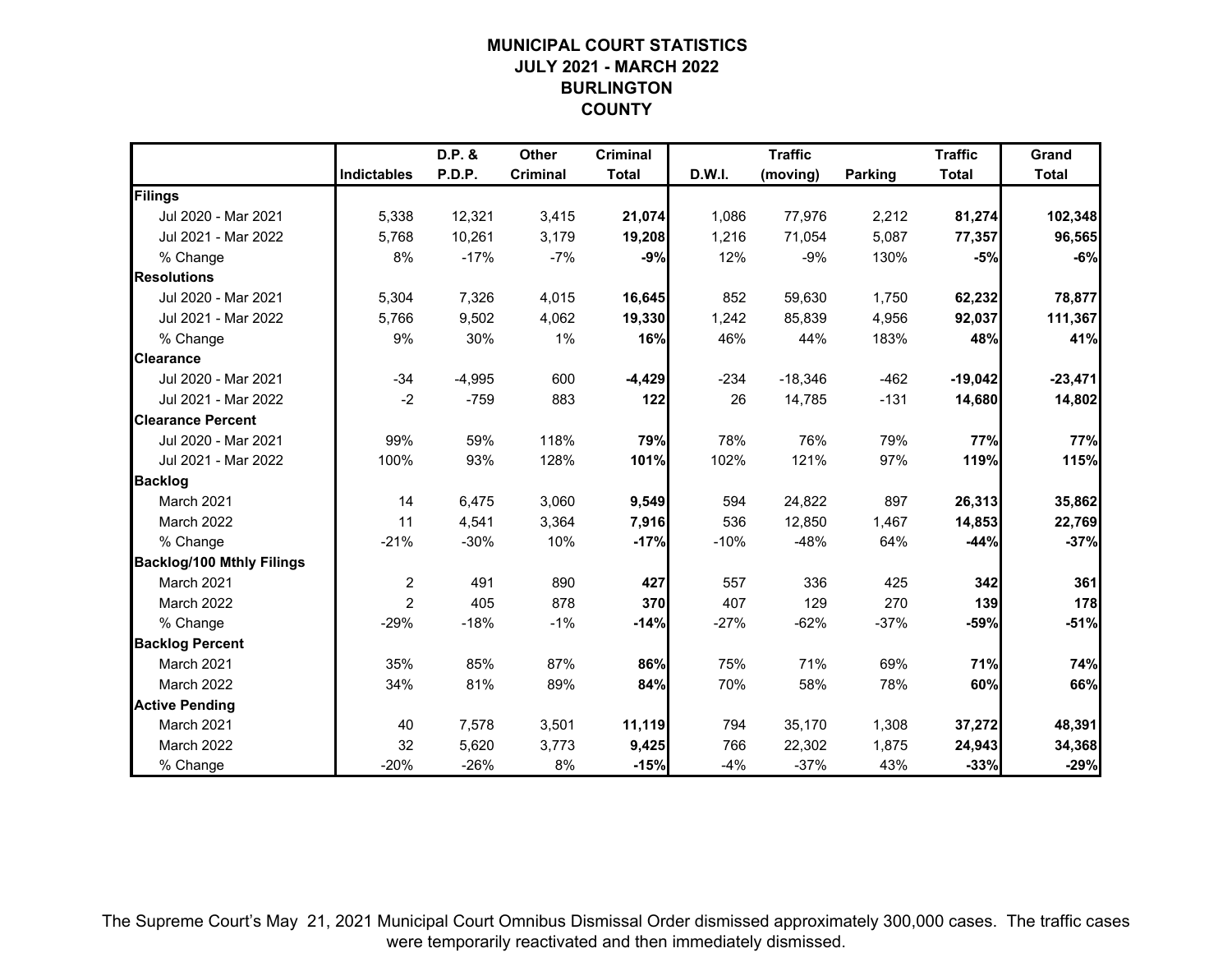# MUNICIPAL COURT STATISTICS
## JULY 2021 - MARCH 2022
## BURLINGTON COUNTY

| | Indictables | D.P. & P.D.P. | Other Criminal | Criminal Total | D.W.I. | Traffic (moving) | Parking | Traffic Total | Grand Total |
|---|---|---|---|---|---|---|---|---|---|
| **Filings** | | | | | | | | | |
| Jul 2020 - Mar 2021 | 5,338 | 12,321 | 3,415 | **21,074** | 1,086 | 77,976 | 2,212 | **81,274** | **102,348** |
| Jul 2021 - Mar 2022 | 5,768 | 10,261 | 3,179 | **19,208** | 1,216 | 71,054 | 5,087 | **77,357** | **96,565** |
| % Change | 8% | -17% | -7% | **-9%** | 12% | -9% | 130% | **-5%** | **-6%** |
| **Resolutions** | | | | | | | | | |
| Jul 2020 - Mar 2021 | 5,304 | 7,326 | 4,015 | **16,645** | 852 | 59,630 | 1,750 | **62,232** | **78,877** |
| Jul 2021 - Mar 2022 | 5,766 | 9,502 | 4,062 | **19,330** | 1,242 | 85,839 | 4,956 | **92,037** | **111,367** |
| % Change | 9% | 30% | 1% | **16%** | 46% | 44% | 183% | **48%** | **41%** |
| **Clearance** | | | | | | | | | |
| Jul 2020 - Mar 2021 | -34 | -4,995 | 600 | **-4,429** | -234 | -18,346 | -462 | **-19,042** | **-23,471** |
| Jul 2021 - Mar 2022 | -2 | -759 | 883 | **122** | 26 | 14,785 | -131 | **14,680** | **14,802** |
| **Clearance Percent** | | | | | | | | | |
| Jul 2020 - Mar 2021 | 99% | 59% | 118% | **79%** | 78% | 76% | 79% | **77%** | **77%** |
| Jul 2021 - Mar 2022 | 100% | 93% | 128% | **101%** | 102% | 121% | 97% | **119%** | **115%** |
| **Backlog** | | | | | | | | | |
| March 2021 | 14 | 6,475 | 3,060 | **9,549** | 594 | 24,822 | 897 | **26,313** | **35,862** |
| March 2022 | 11 | 4,541 | 3,364 | **7,916** | 536 | 12,850 | 1,467 | **14,853** | **22,769** |
| % Change | -21% | -30% | 10% | **-17%** | -10% | -48% | 64% | **-44%** | **-37%** |
| **Backlog/100 Mthly Filings** | | | | | | | | | |
| March 2021 | 2 | 491 | 890 | **427** | 557 | 336 | 425 | **342** | **361** |
| March 2022 | 2 | 405 | 878 | **370** | 407 | 129 | 270 | **139** | **178** |
| % Change | -29% | -18% | -1% | **-14%** | -27% | -62% | -37% | **-59%** | **-51%** |
| **Backlog Percent** | | | | | | | | | |
| March 2021 | 35% | 85% | 87% | **86%** | 75% | 71% | 69% | **71%** | **74%** |
| March 2022 | 34% | 81% | 89% | **84%** | 70% | 58% | 78% | **60%** | **66%** |
| **Active Pending** | | | | | | | | | |
| March 2021 | 40 | 7,578 | 3,501 | **11,119** | 794 | 35,170 | 1,308 | **37,272** | **48,391** |
| March 2022 | 32 | 5,620 | 3,773 | **9,425** | 766 | 22,302 | 1,875 | **24,943** | **34,368** |
| % Change | -20% | -26% | 8% | **-15%** | -4% | -37% | 43% | **-33%** | **-29%** |

The Supreme Court's May 21, 2021 Municipal Court Omnibus Dismissal Order dismissed approximately 300,000 cases. The traffic cases were temporarily reactivated and then immediately dismissed.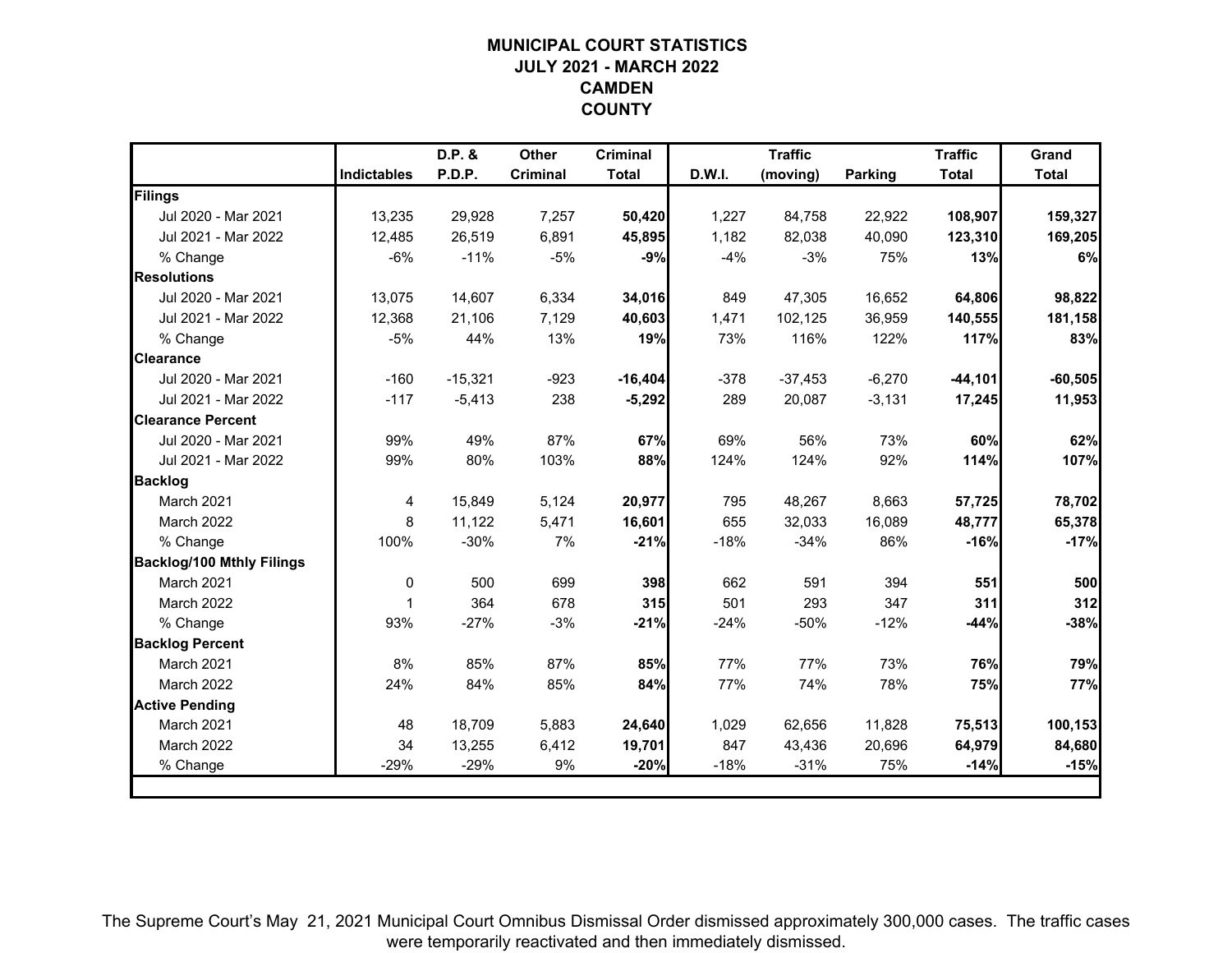# MUNICIPAL COURT STATISTICS
## JULY 2021 - MARCH 2022
## CAMDEN
## COUNTY

| | Indictables | D.P. & P.D.P. | Other Criminal | Criminal Total | D.W.I. | Traffic (moving) | Parking | Traffic Total | Grand Total |
|---|---|---|---|---|---|---|---|---|---|
| **Filings** | | | | | | | | | |
| Jul 2020 - Mar 2021 | 13,235 | 29,928 | 7,257 | **50,420** | 1,227 | 84,758 | 22,922 | **108,907** | **159,327** |
| Jul 2021 - Mar 2022 | 12,485 | 26,519 | 6,891 | **45,895** | 1,182 | 82,038 | 40,090 | **123,310** | **169,205** |
| % Change | -6% | -11% | -5% | **-9%** | -4% | -3% | 75% | **13%** | **6%** |
| **Resolutions** | | | | | | | | | |
| Jul 2020 - Mar 2021 | 13,075 | 14,607 | 6,334 | **34,016** | 849 | 47,305 | 16,652 | **64,806** | **98,822** |
| Jul 2021 - Mar 2022 | 12,368 | 21,106 | 7,129 | **40,603** | 1,471 | 102,125 | 36,959 | **140,555** | **181,158** |
| % Change | -5% | 44% | 13% | **19%** | 73% | 116% | 122% | **117%** | **83%** |
| **Clearance** | | | | | | | | | |
| Jul 2020 - Mar 2021 | -160 | -15,321 | -923 | **-16,404** | -378 | -37,453 | -6,270 | **-44,101** | **-60,505** |
| Jul 2021 - Mar 2022 | -117 | -5,413 | 238 | **-5,292** | 289 | 20,087 | -3,131 | **17,245** | **11,953** |
| **Clearance Percent** | | | | | | | | | |
| Jul 2020 - Mar 2021 | 99% | 49% | 87% | **67%** | 69% | 56% | 73% | **60%** | **62%** |
| Jul 2021 - Mar 2022 | 99% | 80% | 103% | **88%** | 124% | 124% | 92% | **114%** | **107%** |
| **Backlog** | | | | | | | | | |
| March 2021 | 4 | 15,849 | 5,124 | **20,977** | 795 | 48,267 | 8,663 | **57,725** | **78,702** |
| March 2022 | 8 | 11,122 | 5,471 | **16,601** | 655 | 32,033 | 16,089 | **48,777** | **65,378** |
| % Change | 100% | -30% | 7% | **-21%** | -18% | -34% | 86% | **-16%** | **-17%** |
| **Backlog/100 Mthly Filings** | | | | | | | | | |
| March 2021 | 0 | 500 | 699 | **398** | 662 | 591 | 394 | **551** | **500** |
| March 2022 | 1 | 364 | 678 | **315** | 501 | 293 | 347 | **311** | **312** |
| % Change | 93% | -27% | -3% | **-21%** | -24% | -50% | -12% | **-44%** | **-38%** |
| **Backlog Percent** | | | | | | | | | |
| March 2021 | 8% | 85% | 87% | **85%** | 77% | 77% | 73% | **76%** | **79%** |
| March 2022 | 24% | 84% | 85% | **84%** | 77% | 74% | 78% | **75%** | **77%** |
| **Active Pending** | | | | | | | | | |
| March 2021 | 48 | 18,709 | 5,883 | **24,640** | 1,029 | 62,656 | 11,828 | **75,513** | **100,153** |
| March 2022 | 34 | 13,255 | 6,412 | **19,701** | 847 | 43,436 | 20,696 | **64,979** | **84,680** |
| % Change | -29% | -29% | 9% | **-20%** | -18% | -31% | 75% | **-14%** | **-15%** |

The Supreme Court's May 21, 2021 Municipal Court Omnibus Dismissal Order dismissed approximately 300,000 cases. The traffic cases were temporarily reactivated and then immediately dismissed.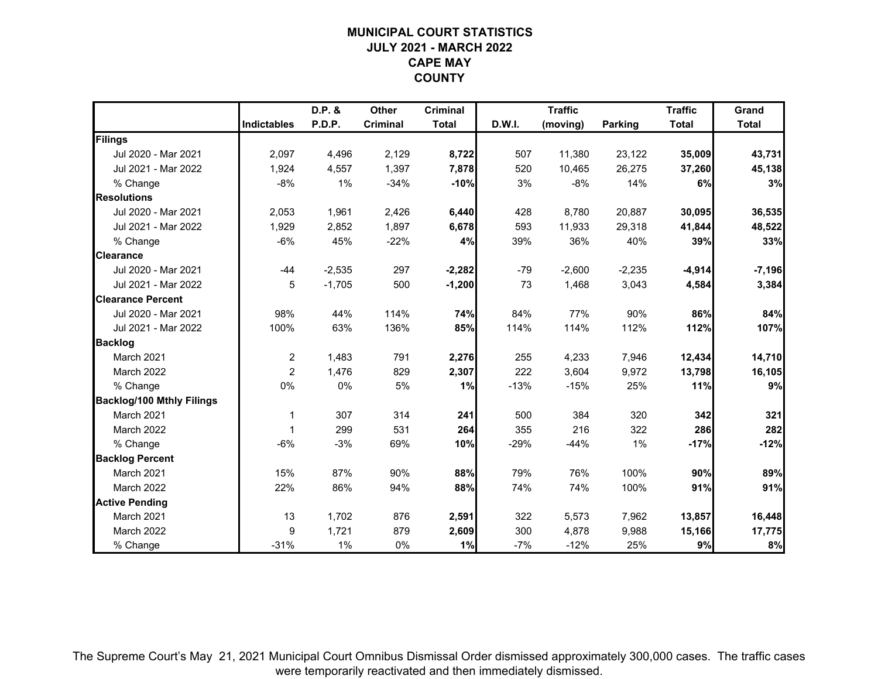# MUNICIPAL COURT STATISTICS
## JULY 2021 - MARCH 2022
## CAPE MAY
## COUNTY

| | Indictables | D.P. & P.D.P. | Other Criminal | Criminal Total | D.W.I. | Traffic (moving) | Parking | Traffic Total | Grand Total |
|---|---|---|---|---|---|---|---|---|---|
| **Filings** | | | | | | | | | |
| Jul 2020 - Mar 2021 | 2,097 | 4,496 | 2,129 | **8,722** | 507 | 11,380 | 23,122 | **35,009** | **43,731** |
| Jul 2021 - Mar 2022 | 1,924 | 4,557 | 1,397 | **7,878** | 520 | 10,465 | 26,275 | **37,260** | **45,138** |
| % Change | -8% | 1% | -34% | **-10%** | 3% | -8% | 14% | **6%** | **3%** |
| **Resolutions** | | | | | | | | | |
| Jul 2020 - Mar 2021 | 2,053 | 1,961 | 2,426 | **6,440** | 428 | 8,780 | 20,887 | **30,095** | **36,535** |
| Jul 2021 - Mar 2022 | 1,929 | 2,852 | 1,897 | **6,678** | 593 | 11,933 | 29,318 | **41,844** | **48,522** |
| % Change | -6% | 45% | -22% | **4%** | 39% | 36% | 40% | **39%** | **33%** |
| **Clearance** | | | | | | | | | |
| Jul 2020 - Mar 2021 | -44 | -2,535 | 297 | **-2,282** | -79 | -2,600 | -2,235 | **-4,914** | **-7,196** |
| Jul 2021 - Mar 2022 | 5 | -1,705 | 500 | **-1,200** | 73 | 1,468 | 3,043 | **4,584** | **3,384** |
| **Clearance Percent** | | | | | | | | | |
| Jul 2020 - Mar 2021 | 98% | 44% | 114% | **74%** | 84% | 77% | 90% | **86%** | **84%** |
| Jul 2021 - Mar 2022 | 100% | 63% | 136% | **85%** | 114% | 114% | 112% | **112%** | **107%** |
| **Backlog** | | | | | | | | | |
| March 2021 | 2 | 1,483 | 791 | **2,276** | 255 | 4,233 | 7,946 | **12,434** | **14,710** |
| March 2022 | 2 | 1,476 | 829 | **2,307** | 222 | 3,604 | 9,972 | **13,798** | **16,105** |
| % Change | 0% | 0% | 5% | **1%** | -13% | -15% | 25% | **11%** | **9%** |
| **Backlog/100 Mthly Filings** | | | | | | | | | |
| March 2021 | 1 | 307 | 314 | **241** | 500 | 384 | 320 | **342** | **321** |
| March 2022 | 1 | 299 | 531 | **264** | 355 | 216 | 322 | **286** | **282** |
| % Change | -6% | -3% | 69% | **10%** | -29% | -44% | 1% | **-17%** | **-12%** |
| **Backlog Percent** | | | | | | | | | |
| March 2021 | 15% | 87% | 90% | **88%** | 79% | 76% | 100% | **90%** | **89%** |
| March 2022 | 22% | 86% | 94% | **88%** | 74% | 74% | 100% | **91%** | **91%** |
| **Active Pending** | | | | | | | | | |
| March 2021 | 13 | 1,702 | 876 | **2,591** | 322 | 5,573 | 7,962 | **13,857** | **16,448** |
| March 2022 | 9 | 1,721 | 879 | **2,609** | 300 | 4,878 | 9,988 | **15,166** | **17,775** |
| % Change | -31% | 1% | 0% | **1%** | -7% | -12% | 25% | **9%** | **8%** |

The Supreme Court's May 21, 2021 Municipal Court Omnibus Dismissal Order dismissed approximately 300,000 cases. The traffic cases were temporarily reactivated and then immediately dismissed.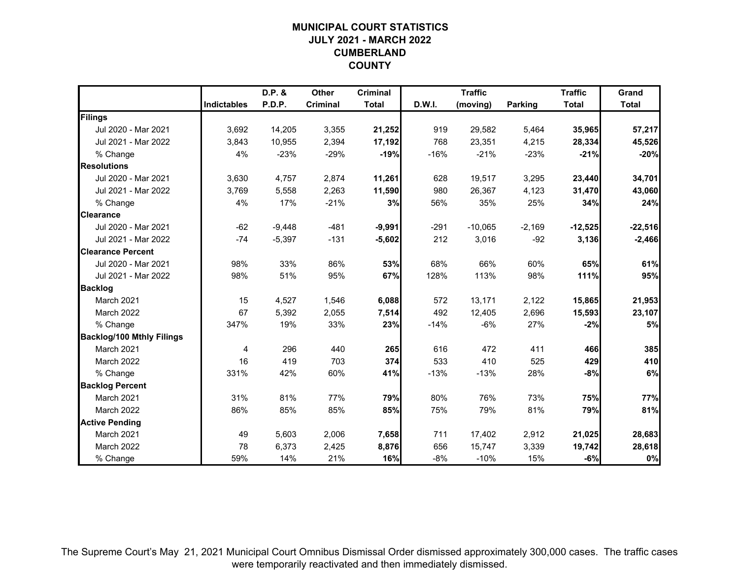# MUNICIPAL COURT STATISTICS
## JULY 2021 - MARCH 2022
## CUMBERLAND COUNTY

| | Indictables | D.P. & P.D.P. | Other Criminal | Criminal Total | D.W.I. | Traffic (moving) | Parking | Traffic Total | Grand Total |
|---|---|---|---|---|---|---|---|---|---|
| **Filings** | | | | | | | | | |
| Jul 2020 - Mar 2021 | 3,692 | 14,205 | 3,355 | **21,252** | 919 | 29,582 | 5,464 | **35,965** | **57,217** |
| Jul 2021 - Mar 2022 | 3,843 | 10,955 | 2,394 | **17,192** | 768 | 23,351 | 4,215 | **28,334** | **45,526** |
| % Change | 4% | -23% | -29% | **-19%** | -16% | -21% | -23% | **-21%** | **-20%** |
| **Resolutions** | | | | | | | | | |
| Jul 2020 - Mar 2021 | 3,630 | 4,757 | 2,874 | **11,261** | 628 | 19,517 | 3,295 | **23,440** | **34,701** |
| Jul 2021 - Mar 2022 | 3,769 | 5,558 | 2,263 | **11,590** | 980 | 26,367 | 4,123 | **31,470** | **43,060** |
| % Change | 4% | 17% | -21% | **3%** | 56% | 35% | 25% | **34%** | **24%** |
| **Clearance** | | | | | | | | | |
| Jul 2020 - Mar 2021 | -62 | -9,448 | -481 | **-9,991** | -291 | -10,065 | -2,169 | **-12,525** | **-22,516** |
| Jul 2021 - Mar 2022 | -74 | -5,397 | -131 | **-5,602** | 212 | 3,016 | -92 | **3,136** | **-2,466** |
| **Clearance Percent** | | | | | | | | | |
| Jul 2020 - Mar 2021 | 98% | 33% | 86% | **53%** | 68% | 66% | 60% | **65%** | **61%** |
| Jul 2021 - Mar 2022 | 98% | 51% | 95% | **67%** | 128% | 113% | 98% | **111%** | **95%** |
| **Backlog** | | | | | | | | | |
| March 2021 | 15 | 4,527 | 1,546 | **6,088** | 572 | 13,171 | 2,122 | **15,865** | **21,953** |
| March 2022 | 67 | 5,392 | 2,055 | **7,514** | 492 | 12,405 | 2,696 | **15,593** | **23,107** |
| % Change | 347% | 19% | 33% | **23%** | -14% | -6% | 27% | **-2%** | **5%** |
| **Backlog/100 Mthly Filings** | | | | | | | | | |
| March 2021 | 4 | 296 | 440 | **265** | 616 | 472 | 411 | **466** | **385** |
| March 2022 | 16 | 419 | 703 | **374** | 533 | 410 | 525 | **429** | **410** |
| % Change | 331% | 42% | 60% | **41%** | -13% | -13% | 28% | **-8%** | **6%** |
| **Backlog Percent** | | | | | | | | | |
| March 2021 | 31% | 81% | 77% | **79%** | 80% | 76% | 73% | **75%** | **77%** |
| March 2022 | 86% | 85% | 85% | **85%** | 75% | 79% | 81% | **79%** | **81%** |
| **Active Pending** | | | | | | | | | |
| March 2021 | 49 | 5,603 | 2,006 | **7,658** | 711 | 17,402 | 2,912 | **21,025** | **28,683** |
| March 2022 | 78 | 6,373 | 2,425 | **8,876** | 656 | 15,747 | 3,339 | **19,742** | **28,618** |
| % Change | 59% | 14% | 21% | **16%** | -8% | -10% | 15% | **-6%** | **0%** |

The Supreme Court's May 21, 2021 Municipal Court Omnibus Dismissal Order dismissed approximately 300,000 cases. The traffic cases were temporarily reactivated and then immediately dismissed.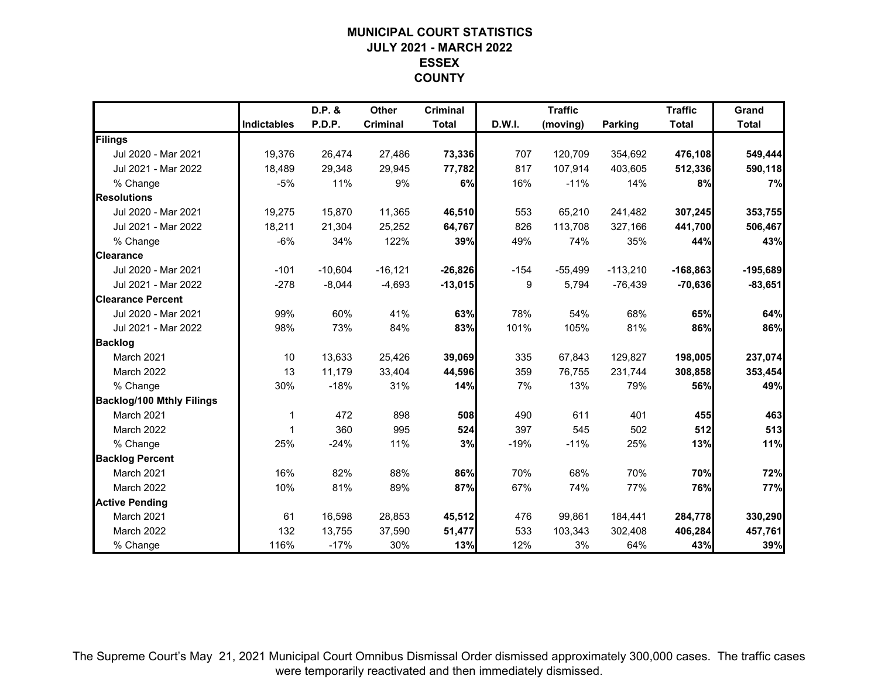# MUNICIPAL COURT STATISTICS
## JULY 2021 - MARCH 2022
## ESSEX
## COUNTY

| | Indictables | D.P. & P.D.P. | Other Criminal | Criminal Total | D.W.I. | Traffic (moving) | Parking | Traffic Total | Grand Total |
|---|---|---|---|---|---|---|---|---|---|
| **Filings** | | | | | | | | | |
| Jul 2020 - Mar 2021 | 19,376 | 26,474 | 27,486 | **73,336** | 707 | 120,709 | 354,692 | **476,108** | **549,444** |
| Jul 2021 - Mar 2022 | 18,489 | 29,348 | 29,945 | **77,782** | 817 | 107,914 | 403,605 | **512,336** | **590,118** |
| % Change | -5% | 11% | 9% | **6%** | 16% | -11% | 14% | **8%** | **7%** |
| **Resolutions** | | | | | | | | | |
| Jul 2020 - Mar 2021 | 19,275 | 15,870 | 11,365 | **46,510** | 553 | 65,210 | 241,482 | **307,245** | **353,755** |
| Jul 2021 - Mar 2022 | 18,211 | 21,304 | 25,252 | **64,767** | 826 | 113,708 | 327,166 | **441,700** | **506,467** |
| % Change | -6% | 34% | 122% | **39%** | 49% | 74% | 35% | **44%** | **43%** |
| **Clearance** | | | | | | | | | |
| Jul 2020 - Mar 2021 | -101 | -10,604 | -16,121 | **-26,826** | -154 | -55,499 | -113,210 | **-168,863** | **-195,689** |
| Jul 2021 - Mar 2022 | -278 | -8,044 | -4,693 | **-13,015** | 9 | 5,794 | -76,439 | **-70,636** | **-83,651** |
| **Clearance Percent** | | | | | | | | | |
| Jul 2020 - Mar 2021 | 99% | 60% | 41% | **63%** | 78% | 54% | 68% | **65%** | **64%** |
| Jul 2021 - Mar 2022 | 98% | 73% | 84% | **83%** | 101% | 105% | 81% | **86%** | **86%** |
| **Backlog** | | | | | | | | | |
| March 2021 | 10 | 13,633 | 25,426 | **39,069** | 335 | 67,843 | 129,827 | **198,005** | **237,074** |
| March 2022 | 13 | 11,179 | 33,404 | **44,596** | 359 | 76,755 | 231,744 | **308,858** | **353,454** |
| % Change | 30% | -18% | 31% | **14%** | 7% | 13% | 79% | **56%** | **49%** |
| **Backlog/100 Mthly Filings** | | | | | | | | | |
| March 2021 | 1 | 472 | 898 | **508** | 490 | 611 | 401 | **455** | **463** |
| March 2022 | 1 | 360 | 995 | **524** | 397 | 545 | 502 | **512** | **513** |
| % Change | 25% | -24% | 11% | **3%** | -19% | -11% | 25% | **13%** | **11%** |
| **Backlog Percent** | | | | | | | | | |
| March 2021 | 16% | 82% | 88% | **86%** | 70% | 68% | 70% | **70%** | **72%** |
| March 2022 | 10% | 81% | 89% | **87%** | 67% | 74% | 77% | **76%** | **77%** |
| **Active Pending** | | | | | | | | | |
| March 2021 | 61 | 16,598 | 28,853 | **45,512** | 476 | 99,861 | 184,441 | **284,778** | **330,290** |
| March 2022 | 132 | 13,755 | 37,590 | **51,477** | 533 | 103,343 | 302,408 | **406,284** | **457,761** |
| % Change | 116% | -17% | 30% | **13%** | 12% | 3% | 64% | **43%** | **39%** |

The Supreme Court's May 21, 2021 Municipal Court Omnibus Dismissal Order dismissed approximately 300,000 cases. The traffic cases were temporarily reactivated and then immediately dismissed.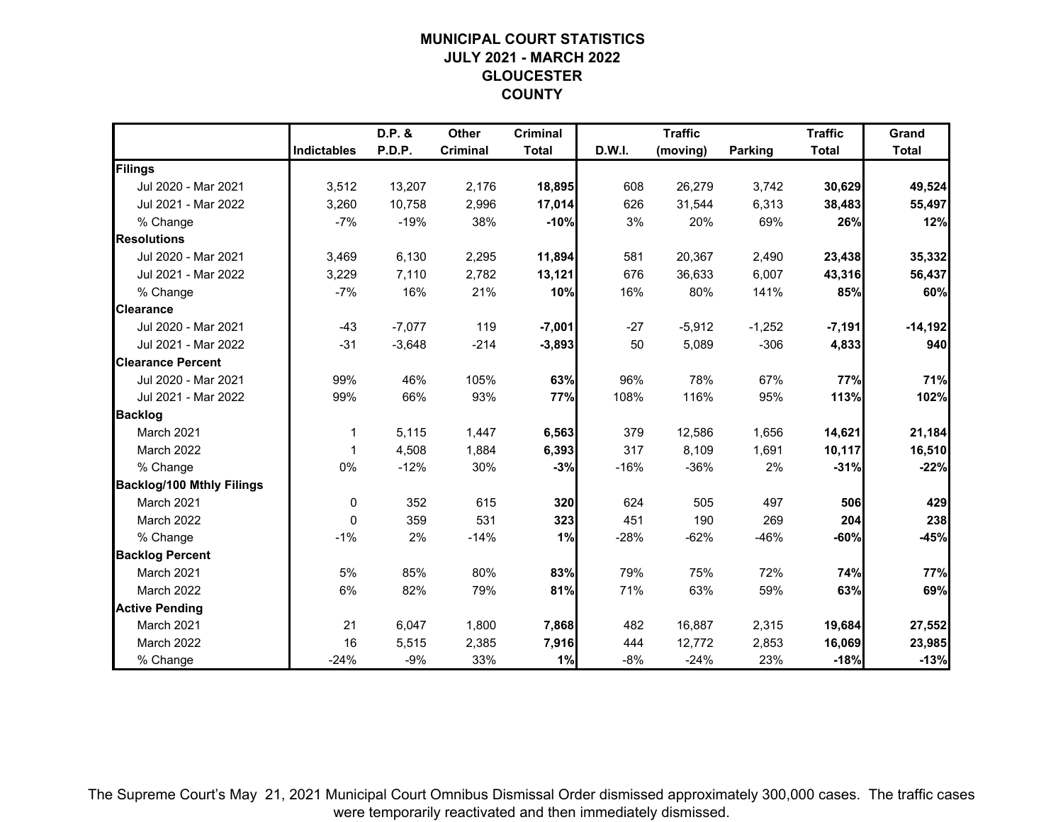# MUNICIPAL COURT STATISTICS
## JULY 2021 - MARCH 2022
## GLOUCESTER COUNTY

| | Indictables | D.P. & P.D.P. | Other Criminal | Criminal Total | D.W.I. | Traffic (moving) | Parking | Traffic Total | Grand Total |
|---|---|---|---|---|---|---|---|---|---|
| **Filings** | | | | | | | | | |
| Jul 2020 - Mar 2021 | 3,512 | 13,207 | 2,176 | **18,895** | 608 | 26,279 | 3,742 | **30,629** | **49,524** |
| Jul 2021 - Mar 2022 | 3,260 | 10,758 | 2,996 | **17,014** | 626 | 31,544 | 6,313 | **38,483** | **55,497** |
| % Change | -7% | -19% | 38% | **-10%** | 3% | 20% | 69% | **26%** | **12%** |
| **Resolutions** | | | | | | | | | |
| Jul 2020 - Mar 2021 | 3,469 | 6,130 | 2,295 | **11,894** | 581 | 20,367 | 2,490 | **23,438** | **35,332** |
| Jul 2021 - Mar 2022 | 3,229 | 7,110 | 2,782 | **13,121** | 676 | 36,633 | 6,007 | **43,316** | **56,437** |
| % Change | -7% | 16% | 21% | **10%** | 16% | 80% | 141% | **85%** | **60%** |
| **Clearance** | | | | | | | | | |
| Jul 2020 - Mar 2021 | -43 | -7,077 | 119 | **-7,001** | -27 | -5,912 | -1,252 | **-7,191** | **-14,192** |
| Jul 2021 - Mar 2022 | -31 | -3,648 | -214 | **-3,893** | 50 | 5,089 | -306 | **4,833** | **940** |
| **Clearance Percent** | | | | | | | | | |
| Jul 2020 - Mar 2021 | 99% | 46% | 105% | **63%** | 96% | 78% | 67% | **77%** | **71%** |
| Jul 2021 - Mar 2022 | 99% | 66% | 93% | **77%** | 108% | 116% | 95% | **113%** | **102%** |
| **Backlog** | | | | | | | | | |
| March 2021 | 1 | 5,115 | 1,447 | **6,563** | 379 | 12,586 | 1,656 | **14,621** | **21,184** |
| March 2022 | 1 | 4,508 | 1,884 | **6,393** | 317 | 8,109 | 1,691 | **10,117** | **16,510** |
| % Change | 0% | -12% | 30% | **-3%** | -16% | -36% | 2% | **-31%** | **-22%** |
| **Backlog/100 Mthly Filings** | | | | | | | | | |
| March 2021 | 0 | 352 | 615 | **320** | 624 | 505 | 497 | **506** | **429** |
| March 2022 | 0 | 359 | 531 | **323** | 451 | 190 | 269 | **204** | **238** |
| % Change | -1% | 2% | -14% | **1%** | -28% | -62% | -46% | **-60%** | **-45%** |
| **Backlog Percent** | | | | | | | | | |
| March 2021 | 5% | 85% | 80% | **83%** | 79% | 75% | 72% | **74%** | **77%** |
| March 2022 | 6% | 82% | 79% | **81%** | 71% | 63% | 59% | **63%** | **69%** |
| **Active Pending** | | | | | | | | | |
| March 2021 | 21 | 6,047 | 1,800 | **7,868** | 482 | 16,887 | 2,315 | **19,684** | **27,552** |
| March 2022 | 16 | 5,515 | 2,385 | **7,916** | 444 | 12,772 | 2,853 | **16,069** | **23,985** |
| % Change | -24% | -9% | 33% | **1%** | -8% | -24% | 23% | **-18%** | **-13%** |

The Supreme Court's May 21, 2021 Municipal Court Omnibus Dismissal Order dismissed approximately 300,000 cases. The traffic cases were temporarily reactivated and then immediately dismissed.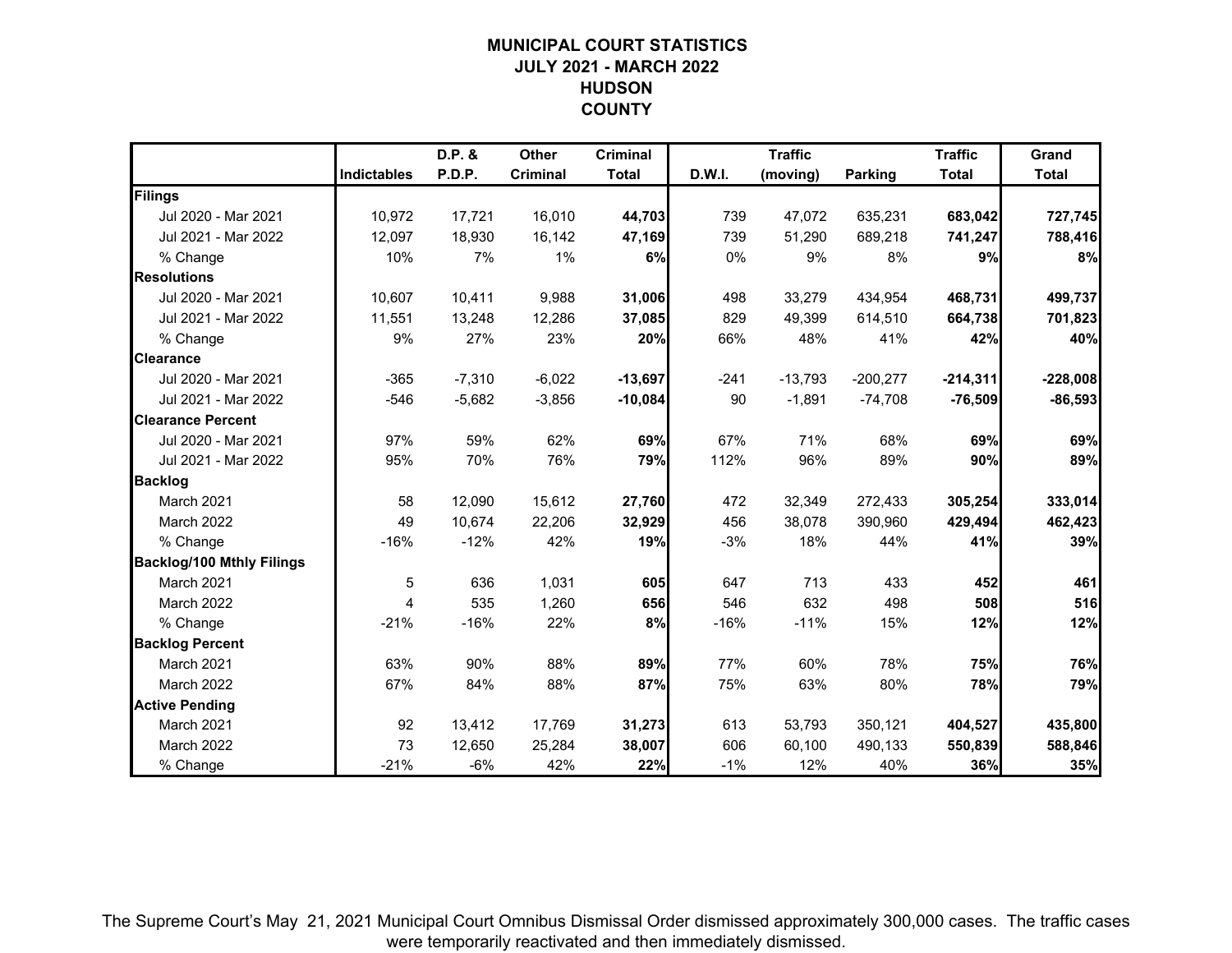# MUNICIPAL COURT STATISTICS
## JULY 2021 - MARCH 2022
## HUDSON
## COUNTY

| | Indictables | D.P. & P.D.P. | Other Criminal | Criminal Total | D.W.I. | Traffic (moving) | Parking | Traffic Total | Grand Total |
|---|---|---|---|---|---|---|---|---|---|
| **Filings** | | | | | | | | | |
| Jul 2020 - Mar 2021 | 10,972 | 17,721 | 16,010 | **44,703** | 739 | 47,072 | 635,231 | **683,042** | **727,745** |
| Jul 2021 - Mar 2022 | 12,097 | 18,930 | 16,142 | **47,169** | 739 | 51,290 | 689,218 | **741,247** | **788,416** |
| % Change | 10% | 7% | 1% | **6%** | 0% | 9% | 8% | **9%** | **8%** |
| **Resolutions** | | | | | | | | | |
| Jul 2020 - Mar 2021 | 10,607 | 10,411 | 9,988 | **31,006** | 498 | 33,279 | 434,954 | **468,731** | **499,737** |
| Jul 2021 - Mar 2022 | 11,551 | 13,248 | 12,286 | **37,085** | 829 | 49,399 | 614,510 | **664,738** | **701,823** |
| % Change | 9% | 27% | 23% | **20%** | 66% | 48% | 41% | **42%** | **40%** |
| **Clearance** | | | | | | | | | |
| Jul 2020 - Mar 2021 | -365 | -7,310 | -6,022 | **-13,697** | -241 | -13,793 | -200,277 | **-214,311** | **-228,008** |
| Jul 2021 - Mar 2022 | -546 | -5,682 | -3,856 | **-10,084** | 90 | -1,891 | -74,708 | **-76,509** | **-86,593** |
| **Clearance Percent** | | | | | | | | | |
| Jul 2020 - Mar 2021 | 97% | 59% | 62% | **69%** | 67% | 71% | 68% | **69%** | **69%** |
| Jul 2021 - Mar 2022 | 95% | 70% | 76% | **79%** | 112% | 96% | 89% | **90%** | **89%** |
| **Backlog** | | | | | | | | | |
| March 2021 | 58 | 12,090 | 15,612 | **27,760** | 472 | 32,349 | 272,433 | **305,254** | **333,014** |
| March 2022 | 49 | 10,674 | 22,206 | **32,929** | 456 | 38,078 | 390,960 | **429,494** | **462,423** |
| % Change | -16% | -12% | 42% | **19%** | -3% | 18% | 44% | **41%** | **39%** |
| **Backlog/100 Mthly Filings** | | | | | | | | | |
| March 2021 | 5 | 636 | 1,031 | **605** | 647 | 713 | 433 | **452** | **461** |
| March 2022 | 4 | 535 | 1,260 | **656** | 546 | 632 | 498 | **508** | **516** |
| % Change | -21% | -16% | 22% | **8%** | -16% | -11% | 15% | **12%** | **12%** |
| **Backlog Percent** | | | | | | | | | |
| March 2021 | 63% | 90% | 88% | **89%** | 77% | 60% | 78% | **75%** | **76%** |
| March 2022 | 67% | 84% | 88% | **87%** | 75% | 63% | 80% | **78%** | **79%** |
| **Active Pending** | | | | | | | | | |
| March 2021 | 92 | 13,412 | 17,769 | **31,273** | 613 | 53,793 | 350,121 | **404,527** | **435,800** |
| March 2022 | 73 | 12,650 | 25,284 | **38,007** | 606 | 60,100 | 490,133 | **550,839** | **588,846** |
| % Change | -21% | -6% | 42% | **22%** | -1% | 12% | 40% | **36%** | **35%** |

The Supreme Court's May 21, 2021 Municipal Court Omnibus Dismissal Order dismissed approximately 300,000 cases. The traffic cases were temporarily reactivated and then immediately dismissed.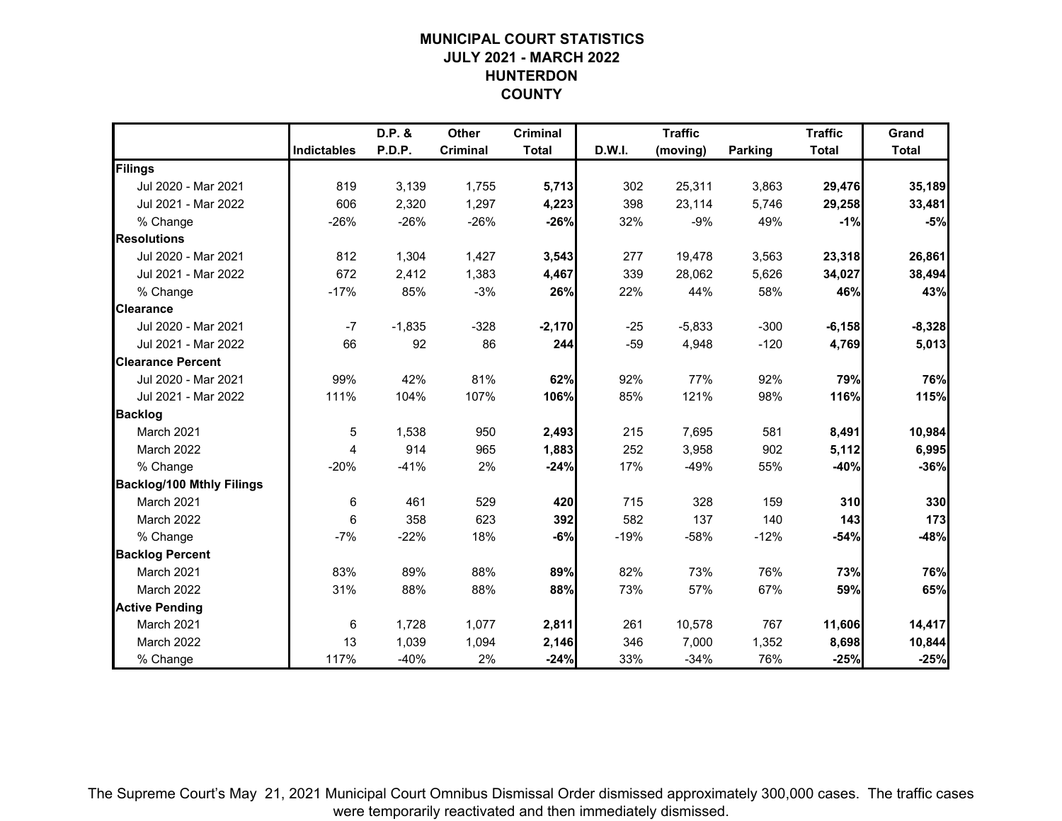# MUNICIPAL COURT STATISTICS
## JULY 2021 - MARCH 2022
## HUNTERDON
## COUNTY

| | Indictables | D.P. & P.D.P. | Other Criminal | Criminal Total | D.W.I. | Traffic (moving) | Parking | Traffic Total | Grand Total |
|---|---|---|---|---|---|---|---|---|---|
| **Filings** | | | | | | | | | |
| Jul 2020 - Mar 2021 | 819 | 3,139 | 1,755 | **5,713** | 302 | 25,311 | 3,863 | **29,476** | **35,189** |
| Jul 2021 - Mar 2022 | 606 | 2,320 | 1,297 | **4,223** | 398 | 23,114 | 5,746 | **29,258** | **33,481** |
| % Change | -26% | -26% | -26% | **-26%** | 32% | -9% | 49% | **-1%** | **-5%** |
| **Resolutions** | | | | | | | | | |
| Jul 2020 - Mar 2021 | 812 | 1,304 | 1,427 | **3,543** | 277 | 19,478 | 3,563 | **23,318** | **26,861** |
| Jul 2021 - Mar 2022 | 672 | 2,412 | 1,383 | **4,467** | 339 | 28,062 | 5,626 | **34,027** | **38,494** |
| % Change | -17% | 85% | -3% | **26%** | 22% | 44% | 58% | **46%** | **43%** |
| **Clearance** | | | | | | | | | |
| Jul 2020 - Mar 2021 | -7 | -1,835 | -328 | **-2,170** | -25 | -5,833 | -300 | **-6,158** | **-8,328** |
| Jul 2021 - Mar 2022 | 66 | 92 | 86 | **244** | -59 | 4,948 | -120 | **4,769** | **5,013** |
| **Clearance Percent** | | | | | | | | | |
| Jul 2020 - Mar 2021 | 99% | 42% | 81% | **62%** | 92% | 77% | 92% | **79%** | **76%** |
| Jul 2021 - Mar 2022 | 111% | 104% | 107% | **106%** | 85% | 121% | 98% | **116%** | **115%** |
| **Backlog** | | | | | | | | | |
| March 2021 | 5 | 1,538 | 950 | **2,493** | 215 | 7,695 | 581 | **8,491** | **10,984** |
| March 2022 | 4 | 914 | 965 | **1,883** | 252 | 3,958 | 902 | **5,112** | **6,995** |
| % Change | -20% | -41% | 2% | **-24%** | 17% | -49% | 55% | **-40%** | **-36%** |
| **Backlog/100 Mthly Filings** | | | | | | | | | |
| March 2021 | 6 | 461 | 529 | **420** | 715 | 328 | 159 | **310** | **330** |
| March 2022 | 6 | 358 | 623 | **392** | 582 | 137 | 140 | **143** | **173** |
| % Change | -7% | -22% | 18% | **-6%** | -19% | -58% | -12% | **-54%** | **-48%** |
| **Backlog Percent** | | | | | | | | | |
| March 2021 | 83% | 89% | 88% | **89%** | 82% | 73% | 76% | **73%** | **76%** |
| March 2022 | 31% | 88% | 88% | **88%** | 73% | 57% | 67% | **59%** | **65%** |
| **Active Pending** | | | | | | | | | |
| March 2021 | 6 | 1,728 | 1,077 | **2,811** | 261 | 10,578 | 767 | **11,606** | **14,417** |
| March 2022 | 13 | 1,039 | 1,094 | **2,146** | 346 | 7,000 | 1,352 | **8,698** | **10,844** |
| % Change | 117% | -40% | 2% | **-24%** | 33% | -34% | 76% | **-25%** | **-25%** |

The Supreme Court's May 21, 2021 Municipal Court Omnibus Dismissal Order dismissed approximately 300,000 cases. The traffic cases were temporarily reactivated and then immediately dismissed.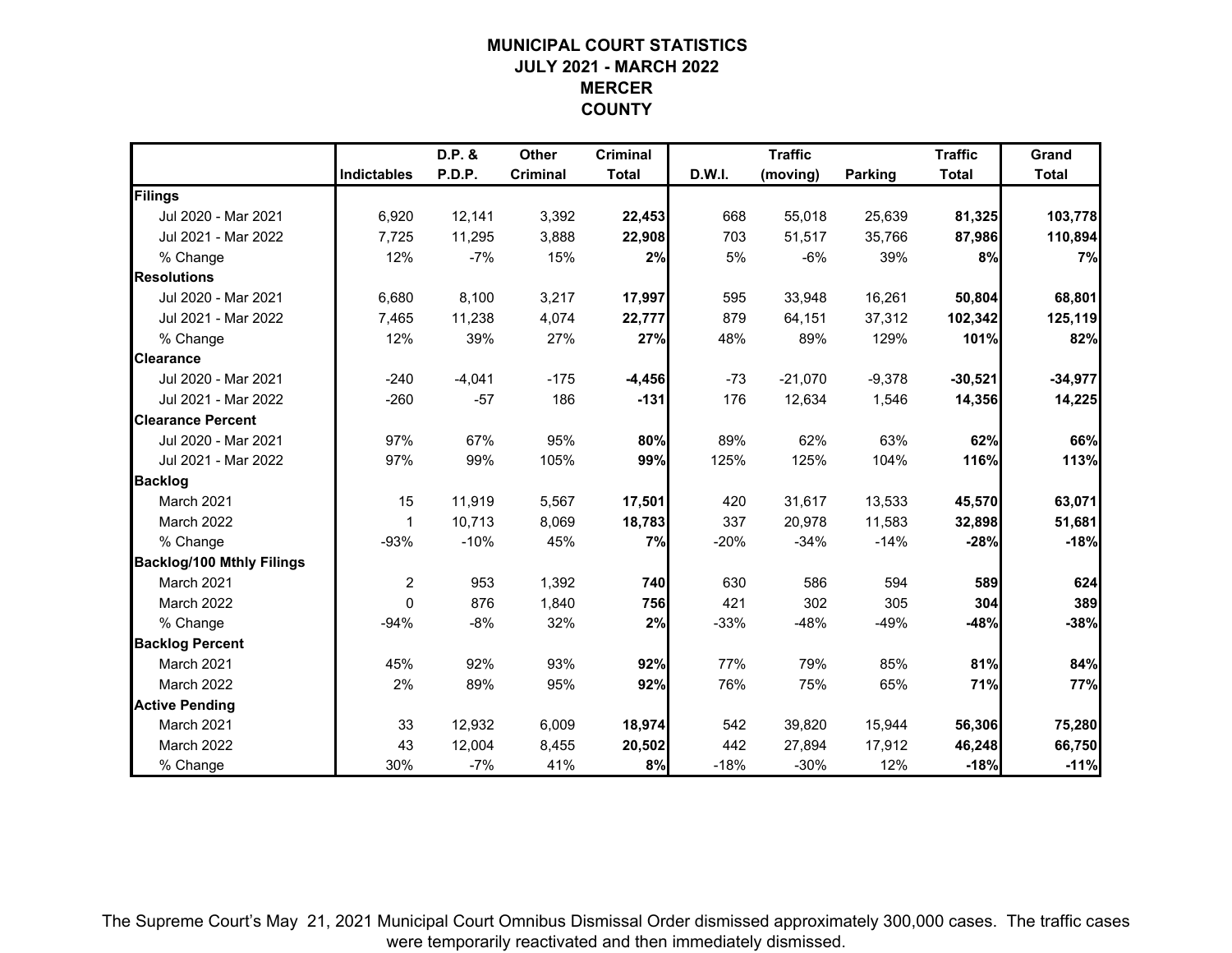# MUNICIPAL COURT STATISTICS
## JULY 2021 - MARCH 2022
## MERCER COUNTY

| | Indictables | D.P. & P.D.P. | Other Criminal | Criminal Total | D.W.I. | Traffic (moving) | Parking | Traffic Total | Grand Total |
|---|---|---|---|---|---|---|---|---|---|
| **Filings** | | | | | | | | | |
| Jul 2020 - Mar 2021 | 6,920 | 12,141 | 3,392 | **22,453** | 668 | 55,018 | 25,639 | **81,325** | **103,778** |
| Jul 2021 - Mar 2022 | 7,725 | 11,295 | 3,888 | **22,908** | 703 | 51,517 | 35,766 | **87,986** | **110,894** |
| % Change | 12% | -7% | 15% | **2%** | 5% | -6% | 39% | **8%** | **7%** |
| **Resolutions** | | | | | | | | | |
| Jul 2020 - Mar 2021 | 6,680 | 8,100 | 3,217 | **17,997** | 595 | 33,948 | 16,261 | **50,804** | **68,801** |
| Jul 2021 - Mar 2022 | 7,465 | 11,238 | 4,074 | **22,777** | 879 | 64,151 | 37,312 | **102,342** | **125,119** |
| % Change | 12% | 39% | 27% | **27%** | 48% | 89% | 129% | **101%** | **82%** |
| **Clearance** | | | | | | | | | |
| Jul 2020 - Mar 2021 | -240 | -4,041 | -175 | **-4,456** | -73 | -21,070 | -9,378 | **-30,521** | **-34,977** |
| Jul 2021 - Mar 2022 | -260 | -57 | 186 | **-131** | 176 | 12,634 | 1,546 | **14,356** | **14,225** |
| **Clearance Percent** | | | | | | | | | |
| Jul 2020 - Mar 2021 | 97% | 67% | 95% | **80%** | 89% | 62% | 63% | **62%** | **66%** |
| Jul 2021 - Mar 2022 | 97% | 99% | 105% | **99%** | 125% | 125% | 104% | **116%** | **113%** |
| **Backlog** | | | | | | | | | |
| March 2021 | 15 | 11,919 | 5,567 | **17,501** | 420 | 31,617 | 13,533 | **45,570** | **63,071** |
| March 2022 | 1 | 10,713 | 8,069 | **18,783** | 337 | 20,978 | 11,583 | **32,898** | **51,681** |
| % Change | -93% | -10% | 45% | **7%** | -20% | -34% | -14% | **-28%** | **-18%** |
| **Backlog/100 Mthly Filings** | | | | | | | | | |
| March 2021 | 2 | 953 | 1,392 | **740** | 630 | 586 | 594 | **589** | **624** |
| March 2022 | 0 | 876 | 1,840 | **756** | 421 | 302 | 305 | **304** | **389** |
| % Change | -94% | -8% | 32% | **2%** | -33% | -48% | -49% | **-48%** | **-38%** |
| **Backlog Percent** | | | | | | | | | |
| March 2021 | 45% | 92% | 93% | **92%** | 77% | 79% | 85% | **81%** | **84%** |
| March 2022 | 2% | 89% | 95% | **92%** | 76% | 75% | 65% | **71%** | **77%** |
| **Active Pending** | | | | | | | | | |
| March 2021 | 33 | 12,932 | 6,009 | **18,974** | 542 | 39,820 | 15,944 | **56,306** | **75,280** |
| March 2022 | 43 | 12,004 | 8,455 | **20,502** | 442 | 27,894 | 17,912 | **46,248** | **66,750** |
| % Change | 30% | -7% | 41% | **8%** | -18% | -30% | 12% | **-18%** | **-11%** |

The Supreme Court's May 21, 2021 Municipal Court Omnibus Dismissal Order dismissed approximately 300,000 cases. The traffic cases were temporarily reactivated and then immediately dismissed.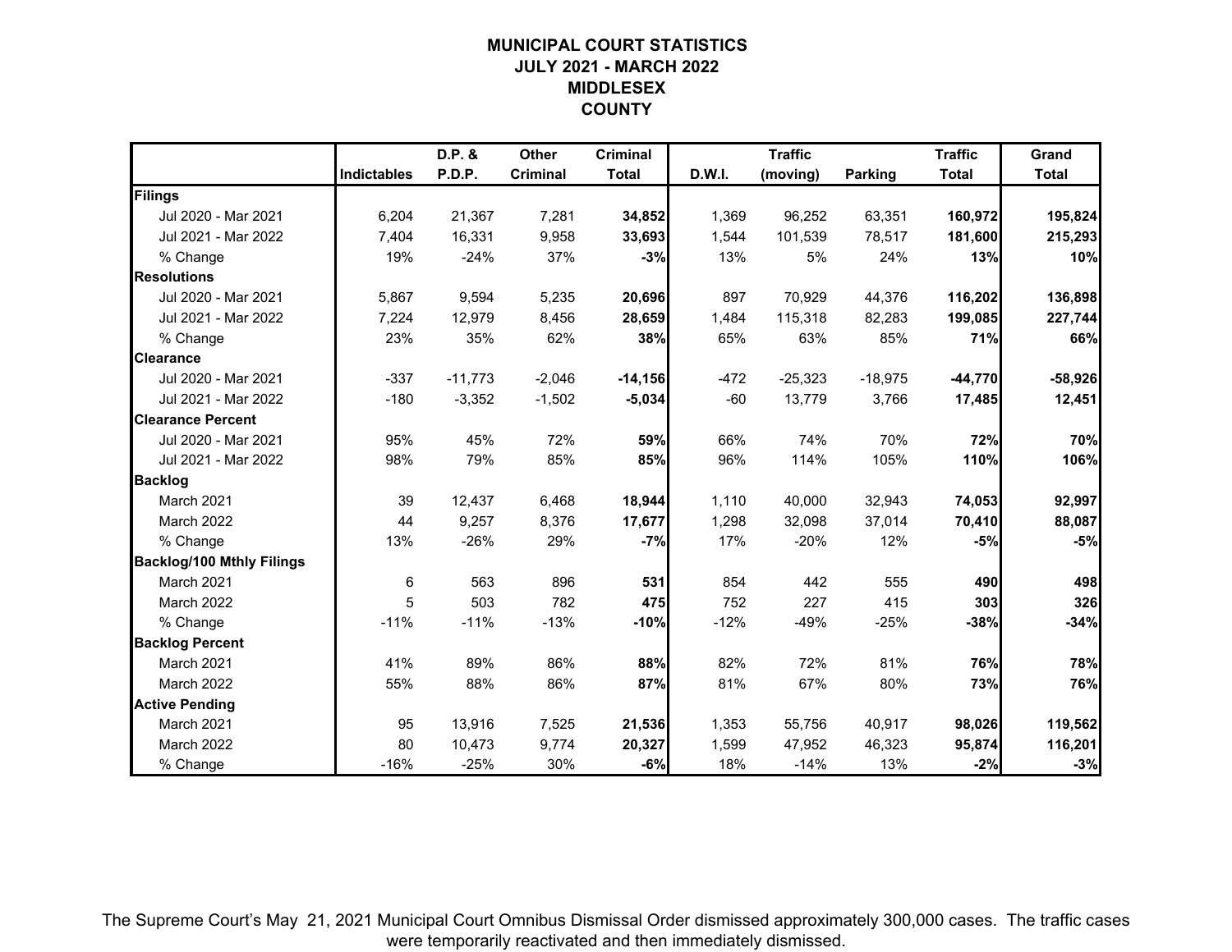# MUNICIPAL COURT STATISTICS
# JULY 2021 - MARCH 2022
# MIDDLESEX
# COUNTY

| | Indictables | D.P. & P.D.P. | Other Criminal | Criminal Total | D.W.I. | Traffic (moving) | Parking | Traffic Total | Grand Total |
|---|---|---|---|---|---|---|---|---|---|
| **Filings** | | | | | | | | | |
| Jul 2020 - Mar 2021 | 6,204 | 21,367 | 7,281 | **34,852** | 1,369 | 96,252 | 63,351 | **160,972** | **195,824** |
| Jul 2021 - Mar 2022 | 7,404 | 16,331 | 9,958 | **33,693** | 1,544 | 101,539 | 78,517 | **181,600** | **215,293** |
| % Change | 19% | -24% | 37% | **-3%** | 13% | 5% | 24% | **13%** | **10%** |
| **Resolutions** | | | | | | | | | |
| Jul 2020 - Mar 2021 | 5,867 | 9,594 | 5,235 | **20,696** | 897 | 70,929 | 44,376 | **116,202** | **136,898** |
| Jul 2021 - Mar 2022 | 7,224 | 12,979 | 8,456 | **28,659** | 1,484 | 115,318 | 82,283 | **199,085** | **227,744** |
| % Change | 23% | 35% | 62% | **38%** | 65% | 63% | 85% | **71%** | **66%** |
| **Clearance** | | | | | | | | | |
| Jul 2020 - Mar 2021 | -337 | -11,773 | -2,046 | **-14,156** | -472 | -25,323 | -18,975 | **-44,770** | **-58,926** |
| Jul 2021 - Mar 2022 | -180 | -3,352 | -1,502 | **-5,034** | -60 | 13,779 | 3,766 | **17,485** | **12,451** |
| **Clearance Percent** | | | | | | | | | |
| Jul 2020 - Mar 2021 | 95% | 45% | 72% | **59%** | 66% | 74% | 70% | **72%** | **70%** |
| Jul 2021 - Mar 2022 | 98% | 79% | 85% | **85%** | 96% | 114% | 105% | **110%** | **106%** |
| **Backlog** | | | | | | | | | |
| March 2021 | 39 | 12,437 | 6,468 | **18,944** | 1,110 | 40,000 | 32,943 | **74,053** | **92,997** |
| March 2022 | 44 | 9,257 | 8,376 | **17,677** | 1,298 | 32,098 | 37,014 | **70,410** | **88,087** |
| % Change | 13% | -26% | 29% | **-7%** | 17% | -20% | 12% | **-5%** | **-5%** |
| **Backlog/100 Mthly Filings** | | | | | | | | | |
| March 2021 | 6 | 563 | 896 | **531** | 854 | 442 | 555 | **490** | **498** |
| March 2022 | 5 | 503 | 782 | **475** | 752 | 227 | 415 | **303** | **326** |
| % Change | -11% | -11% | -13% | **-10%** | -12% | -49% | -25% | **-38%** | **-34%** |
| **Backlog Percent** | | | | | | | | | |
| March 2021 | 41% | 89% | 86% | **88%** | 82% | 72% | 81% | **76%** | **78%** |
| March 2022 | 55% | 88% | 86% | **87%** | 81% | 67% | 80% | **73%** | **76%** |
| **Active Pending** | | | | | | | | | |
| March 2021 | 95 | 13,916 | 7,525 | **21,536** | 1,353 | 55,756 | 40,917 | **98,026** | **119,562** |
| March 2022 | 80 | 10,473 | 9,774 | **20,327** | 1,599 | 47,952 | 46,323 | **95,874** | **116,201** |
| % Change | -16% | -25% | 30% | **-6%** | 18% | -14% | 13% | **-2%** | **-3%** |

The Supreme Court's May 21, 2021 Municipal Court Omnibus Dismissal Order dismissed approximately 300,000 cases. The traffic cases were temporarily reactivated and then immediately dismissed.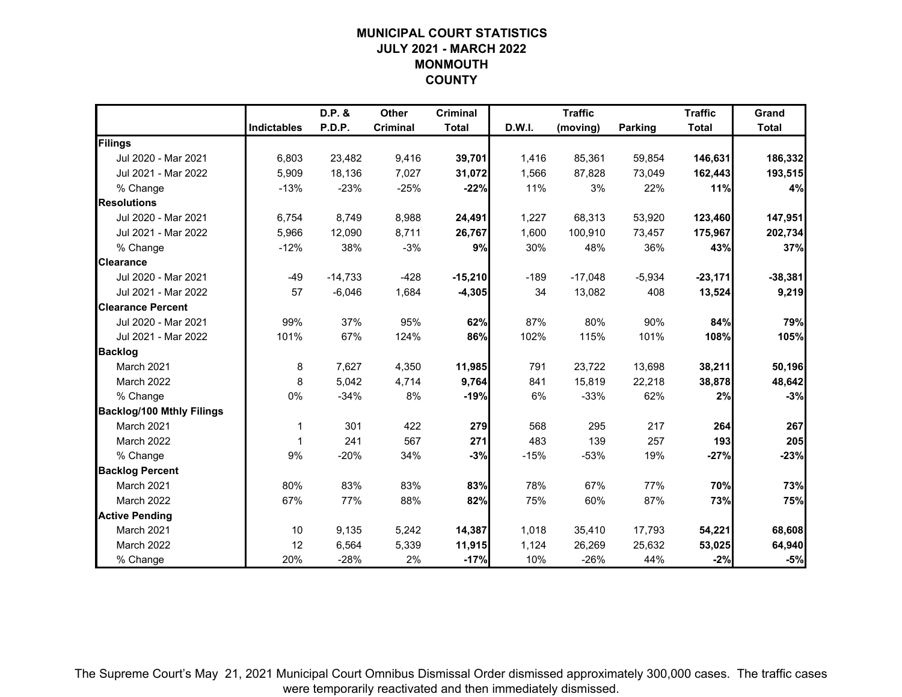# MUNICIPAL COURT STATISTICS
## JULY 2021 - MARCH 2022
## MONMOUTH COUNTY

| | Indictables | D.P. & P.D.P. | Other Criminal | Criminal Total | D.W.I. | Traffic (moving) | Parking | Traffic Total | Grand Total |
|---|---|---|---|---|---|---|---|---|---|
| **Filings** | | | | | | | | | |
| Jul 2020 - Mar 2021 | 6,803 | 23,482 | 9,416 | **39,701** | 1,416 | 85,361 | 59,854 | **146,631** | **186,332** |
| Jul 2021 - Mar 2022 | 5,909 | 18,136 | 7,027 | **31,072** | 1,566 | 87,828 | 73,049 | **162,443** | **193,515** |
| % Change | -13% | -23% | -25% | **-22%** | 11% | 3% | 22% | **11%** | **4%** |
| **Resolutions** | | | | | | | | | |
| Jul 2020 - Mar 2021 | 6,754 | 8,749 | 8,988 | **24,491** | 1,227 | 68,313 | 53,920 | **123,460** | **147,951** |
| Jul 2021 - Mar 2022 | 5,966 | 12,090 | 8,711 | **26,767** | 1,600 | 100,910 | 73,457 | **175,967** | **202,734** |
| % Change | -12% | 38% | -3% | **9%** | 30% | 48% | 36% | **43%** | **37%** |
| **Clearance** | | | | | | | | | |
| Jul 2020 - Mar 2021 | -49 | -14,733 | -428 | **-15,210** | -189 | -17,048 | -5,934 | **-23,171** | **-38,381** |
| Jul 2021 - Mar 2022 | 57 | -6,046 | 1,684 | **-4,305** | 34 | 13,082 | 408 | **13,524** | **9,219** |
| **Clearance Percent** | | | | | | | | | |
| Jul 2020 - Mar 2021 | 99% | 37% | 95% | **62%** | 87% | 80% | 90% | **84%** | **79%** |
| Jul 2021 - Mar 2022 | 101% | 67% | 124% | **86%** | 102% | 115% | 101% | **108%** | **105%** |
| **Backlog** | | | | | | | | | |
| March 2021 | 8 | 7,627 | 4,350 | **11,985** | 791 | 23,722 | 13,698 | **38,211** | **50,196** |
| March 2022 | 8 | 5,042 | 4,714 | **9,764** | 841 | 15,819 | 22,218 | **38,878** | **48,642** |
| % Change | 0% | -34% | 8% | **-19%** | 6% | -33% | 62% | **2%** | **-3%** |
| **Backlog/100 Mthly Filings** | | | | | | | | | |
| March 2021 | 1 | 301 | 422 | **279** | 568 | 295 | 217 | **264** | **267** |
| March 2022 | 1 | 241 | 567 | **271** | 483 | 139 | 257 | **193** | **205** |
| % Change | 9% | -20% | 34% | **-3%** | -15% | -53% | 19% | **-27%** | **-23%** |
| **Backlog Percent** | | | | | | | | | |
| March 2021 | 80% | 83% | 83% | **83%** | 78% | 67% | 77% | **70%** | **73%** |
| March 2022 | 67% | 77% | 88% | **82%** | 75% | 60% | 87% | **73%** | **75%** |
| **Active Pending** | | | | | | | | | |
| March 2021 | 10 | 9,135 | 5,242 | **14,387** | 1,018 | 35,410 | 17,793 | **54,221** | **68,608** |
| March 2022 | 12 | 6,564 | 5,339 | **11,915** | 1,124 | 26,269 | 25,632 | **53,025** | **64,940** |
| % Change | 20% | -28% | 2% | **-17%** | 10% | -26% | 44% | **-2%** | **-5%** |

The Supreme Court's May 21, 2021 Municipal Court Omnibus Dismissal Order dismissed approximately 300,000 cases. The traffic cases were temporarily reactivated and then immediately dismissed.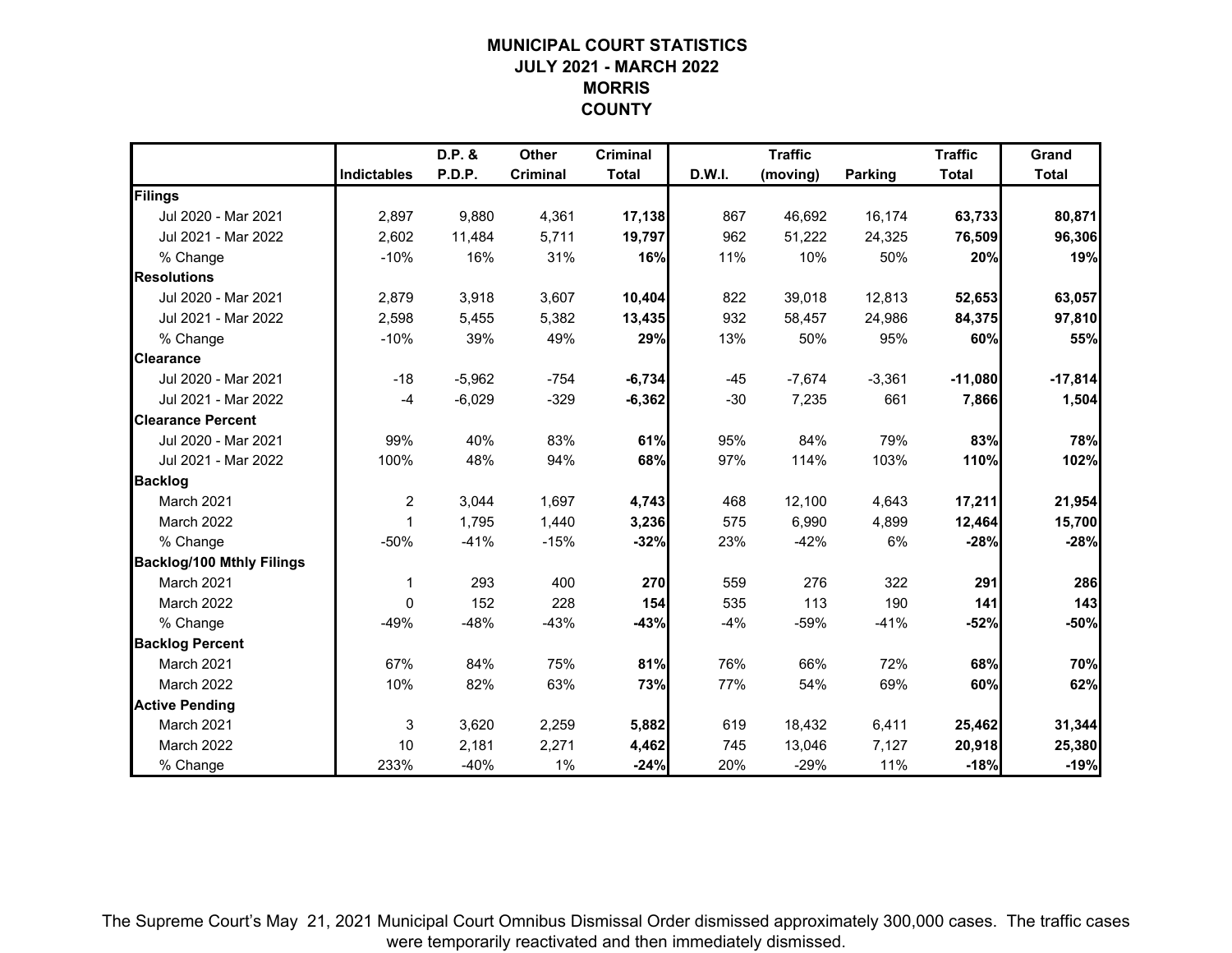# MUNICIPAL COURT STATISTICS
## JULY 2021 - MARCH 2022
## MORRIS COUNTY

| | Indictables | D.P. & P.D.P. | Other Criminal | Criminal Total | D.W.I. | Traffic (moving) | Parking | Traffic Total | Grand Total |
|---|---|---|---|---|---|---|---|---|---|
| **Filings** | | | | | | | | | |
| Jul 2020 - Mar 2021 | 2,897 | 9,880 | 4,361 | **17,138** | 867 | 46,692 | 16,174 | **63,733** | **80,871** |
| Jul 2021 - Mar 2022 | 2,602 | 11,484 | 5,711 | **19,797** | 962 | 51,222 | 24,325 | **76,509** | **96,306** |
| % Change | -10% | 16% | 31% | **16%** | 11% | 10% | 50% | **20%** | **19%** |
| **Resolutions** | | | | | | | | | |
| Jul 2020 - Mar 2021 | 2,879 | 3,918 | 3,607 | **10,404** | 822 | 39,018 | 12,813 | **52,653** | **63,057** |
| Jul 2021 - Mar 2022 | 2,598 | 5,455 | 5,382 | **13,435** | 932 | 58,457 | 24,986 | **84,375** | **97,810** |
| % Change | -10% | 39% | 49% | **29%** | 13% | 50% | 95% | **60%** | **55%** |
| **Clearance** | | | | | | | | | |
| Jul 2020 - Mar 2021 | -18 | -5,962 | -754 | **-6,734** | -45 | -7,674 | -3,361 | **-11,080** | **-17,814** |
| Jul 2021 - Mar 2022 | -4 | -6,029 | -329 | **-6,362** | -30 | 7,235 | 661 | **7,866** | **1,504** |
| **Clearance Percent** | | | | | | | | | |
| Jul 2020 - Mar 2021 | 99% | 40% | 83% | **61%** | 95% | 84% | 79% | **83%** | **78%** |
| Jul 2021 - Mar 2022 | 100% | 48% | 94% | **68%** | 97% | 114% | 103% | **110%** | **102%** |
| **Backlog** | | | | | | | | | |
| March 2021 | 2 | 3,044 | 1,697 | **4,743** | 468 | 12,100 | 4,643 | **17,211** | **21,954** |
| March 2022 | 1 | 1,795 | 1,440 | **3,236** | 575 | 6,990 | 4,899 | **12,464** | **15,700** |
| % Change | -50% | -41% | -15% | **-32%** | 23% | -42% | 6% | **-28%** | **-28%** |
| **Backlog/100 Mthly Filings** | | | | | | | | | |
| March 2021 | 1 | 293 | 400 | **270** | 559 | 276 | 322 | **291** | **286** |
| March 2022 | 0 | 152 | 228 | **154** | 535 | 113 | 190 | **141** | **143** |
| % Change | -49% | -48% | -43% | **-43%** | -4% | -59% | -41% | **-52%** | **-50%** |
| **Backlog Percent** | | | | | | | | | |
| March 2021 | 67% | 84% | 75% | **81%** | 76% | 66% | 72% | **68%** | **70%** |
| March 2022 | 10% | 82% | 63% | **73%** | 77% | 54% | 69% | **60%** | **62%** |
| **Active Pending** | | | | | | | | | |
| March 2021 | 3 | 3,620 | 2,259 | **5,882** | 619 | 18,432 | 6,411 | **25,462** | **31,344** |
| March 2022 | 10 | 2,181 | 2,271 | **4,462** | 745 | 13,046 | 7,127 | **20,918** | **25,380** |
| % Change | 233% | -40% | 1% | **-24%** | 20% | -29% | 11% | **-18%** | **-19%** |

The Supreme Court's May 21, 2021 Municipal Court Omnibus Dismissal Order dismissed approximately 300,000 cases. The traffic cases were temporarily reactivated and then immediately dismissed.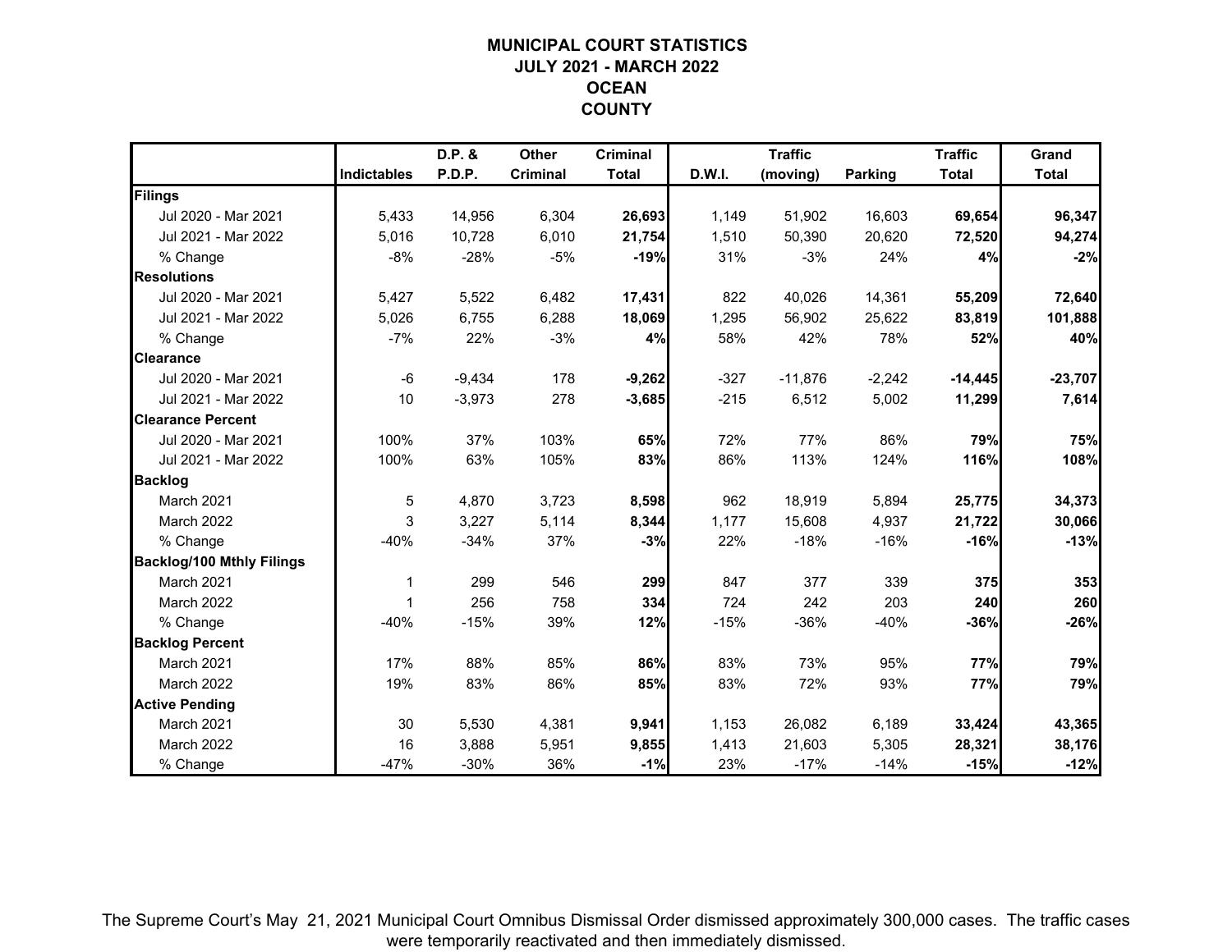# MUNICIPAL COURT STATISTICS
## JULY 2021 - MARCH 2022
## OCEAN COUNTY

| | Indictables | D.P. & P.D.P. | Other Criminal | Criminal Total | D.W.I. | Traffic (moving) | Parking | Traffic Total | Grand Total |
|---|---|---|---|---|---|---|---|---|---|
| **Filings** | | | | | | | | | |
| Jul 2020 - Mar 2021 | 5,433 | 14,956 | 6,304 | **26,693** | 1,149 | 51,902 | 16,603 | **69,654** | **96,347** |
| Jul 2021 - Mar 2022 | 5,016 | 10,728 | 6,010 | **21,754** | 1,510 | 50,390 | 20,620 | **72,520** | **94,274** |
| % Change | -8% | -28% | -5% | **-19%** | 31% | -3% | 24% | **4%** | **-2%** |
| **Resolutions** | | | | | | | | | |
| Jul 2020 - Mar 2021 | 5,427 | 5,522 | 6,482 | **17,431** | 822 | 40,026 | 14,361 | **55,209** | **72,640** |
| Jul 2021 - Mar 2022 | 5,026 | 6,755 | 6,288 | **18,069** | 1,295 | 56,902 | 25,622 | **83,819** | **101,888** |
| % Change | -7% | 22% | -3% | **4%** | 58% | 42% | 78% | **52%** | **40%** |
| **Clearance** | | | | | | | | | |
| Jul 2020 - Mar 2021 | -6 | -9,434 | 178 | **-9,262** | -327 | -11,876 | -2,242 | **-14,445** | **-23,707** |
| Jul 2021 - Mar 2022 | 10 | -3,973 | 278 | **-3,685** | -215 | 6,512 | 5,002 | **11,299** | **7,614** |
| **Clearance Percent** | | | | | | | | | |
| Jul 2020 - Mar 2021 | 100% | 37% | 103% | **65%** | 72% | 77% | 86% | **79%** | **75%** |
| Jul 2021 - Mar 2022 | 100% | 63% | 105% | **83%** | 86% | 113% | 124% | **116%** | **108%** |
| **Backlog** | | | | | | | | | |
| March 2021 | 5 | 4,870 | 3,723 | **8,598** | 962 | 18,919 | 5,894 | **25,775** | **34,373** |
| March 2022 | 3 | 3,227 | 5,114 | **8,344** | 1,177 | 15,608 | 4,937 | **21,722** | **30,066** |
| % Change | -40% | -34% | 37% | **-3%** | 22% | -18% | -16% | **-16%** | **-13%** |
| **Backlog/100 Mthly Filings** | | | | | | | | | |
| March 2021 | 1 | 299 | 546 | **299** | 847 | 377 | 339 | **375** | **353** |
| March 2022 | 1 | 256 | 758 | **334** | 724 | 242 | 203 | **240** | **260** |
| % Change | -40% | -15% | 39% | **12%** | -15% | -36% | -40% | **-36%** | **-26%** |
| **Backlog Percent** | | | | | | | | | |
| March 2021 | 17% | 88% | 85% | **86%** | 83% | 73% | 95% | **77%** | **79%** |
| March 2022 | 19% | 83% | 86% | **85%** | 83% | 72% | 93% | **77%** | **79%** |
| **Active Pending** | | | | | | | | | |
| March 2021 | 30 | 5,530 | 4,381 | **9,941** | 1,153 | 26,082 | 6,189 | **33,424** | **43,365** |
| March 2022 | 16 | 3,888 | 5,951 | **9,855** | 1,413 | 21,603 | 5,305 | **28,321** | **38,176** |
| % Change | -47% | -30% | 36% | **-1%** | 23% | -17% | -14% | **-15%** | **-12%** |

The Supreme Court's May 21, 2021 Municipal Court Omnibus Dismissal Order dismissed approximately 300,000 cases. The traffic cases were temporarily reactivated and then immediately dismissed.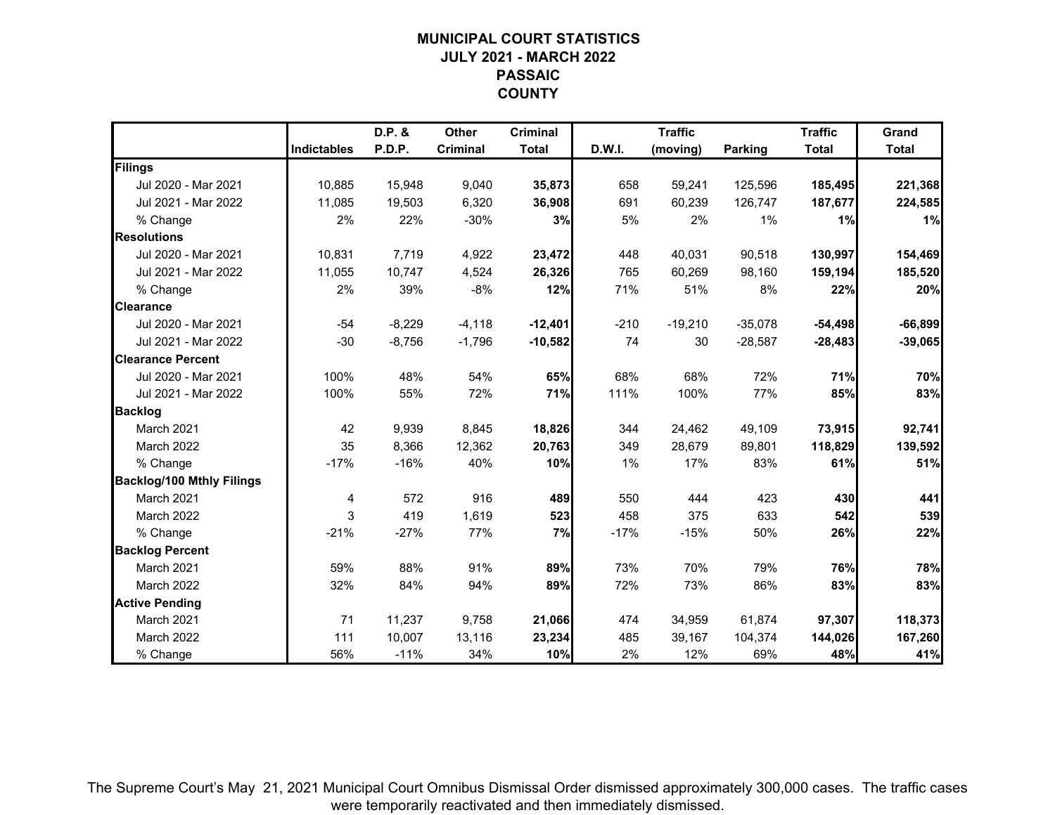# MUNICIPAL COURT STATISTICS
## JULY 2021 - MARCH 2022
## PASSAIC COUNTY

| | Indictables | D.P. & P.D.P. | Other Criminal | Criminal Total | D.W.I. | Traffic (moving) | Parking | Traffic Total | Grand Total |
|---|---|---|---|---|---|---|---|---|---|
| **Filings** | | | | | | | | | |
| Jul 2020 - Mar 2021 | 10,885 | 15,948 | 9,040 | **35,873** | 658 | 59,241 | 125,596 | **185,495** | **221,368** |
| Jul 2021 - Mar 2022 | 11,085 | 19,503 | 6,320 | **36,908** | 691 | 60,239 | 126,747 | **187,677** | **224,585** |
| % Change | 2% | 22% | -30% | **3%** | 5% | 2% | 1% | **1%** | **1%** |
| **Resolutions** | | | | | | | | | |
| Jul 2020 - Mar 2021 | 10,831 | 7,719 | 4,922 | **23,472** | 448 | 40,031 | 90,518 | **130,997** | **154,469** |
| Jul 2021 - Mar 2022 | 11,055 | 10,747 | 4,524 | **26,326** | 765 | 60,269 | 98,160 | **159,194** | **185,520** |
| % Change | 2% | 39% | -8% | **12%** | 71% | 51% | 8% | **22%** | **20%** |
| **Clearance** | | | | | | | | | |
| Jul 2020 - Mar 2021 | -54 | -8,229 | -4,118 | **-12,401** | -210 | -19,210 | -35,078 | **-54,498** | **-66,899** |
| Jul 2021 - Mar 2022 | -30 | -8,756 | -1,796 | **-10,582** | 74 | 30 | -28,587 | **-28,483** | **-39,065** |
| **Clearance Percent** | | | | | | | | | |
| Jul 2020 - Mar 2021 | 100% | 48% | 54% | **65%** | 68% | 68% | 72% | **71%** | **70%** |
| Jul 2021 - Mar 2022 | 100% | 55% | 72% | **71%** | 111% | 100% | 77% | **85%** | **83%** |
| **Backlog** | | | | | | | | | |
| March 2021 | 42 | 9,939 | 8,845 | **18,826** | 344 | 24,462 | 49,109 | **73,915** | **92,741** |
| March 2022 | 35 | 8,366 | 12,362 | **20,763** | 349 | 28,679 | 89,801 | **118,829** | **139,592** |
| % Change | -17% | -16% | 40% | **10%** | 1% | 17% | 83% | **61%** | **51%** |
| **Backlog/100 Mthly Filings** | | | | | | | | | |
| March 2021 | 4 | 572 | 916 | **489** | 550 | 444 | 423 | **430** | **441** |
| March 2022 | 3 | 419 | 1,619 | **523** | 458 | 375 | 633 | **542** | **539** |
| % Change | -21% | -27% | 77% | **7%** | -17% | -15% | 50% | **26%** | **22%** |
| **Backlog Percent** | | | | | | | | | |
| March 2021 | 59% | 88% | 91% | **89%** | 73% | 70% | 79% | **76%** | **78%** |
| March 2022 | 32% | 84% | 94% | **89%** | 72% | 73% | 86% | **83%** | **83%** |
| **Active Pending** | | | | | | | | | |
| March 2021 | 71 | 11,237 | 9,758 | **21,066** | 474 | 34,959 | 61,874 | **97,307** | **118,373** |
| March 2022 | 111 | 10,007 | 13,116 | **23,234** | 485 | 39,167 | 104,374 | **144,026** | **167,260** |
| % Change | 56% | -11% | 34% | **10%** | 2% | 12% | 69% | **48%** | **41%** |

The Supreme Court's May 21, 2021 Municipal Court Omnibus Dismissal Order dismissed approximately 300,000 cases. The traffic cases were temporarily reactivated and then immediately dismissed.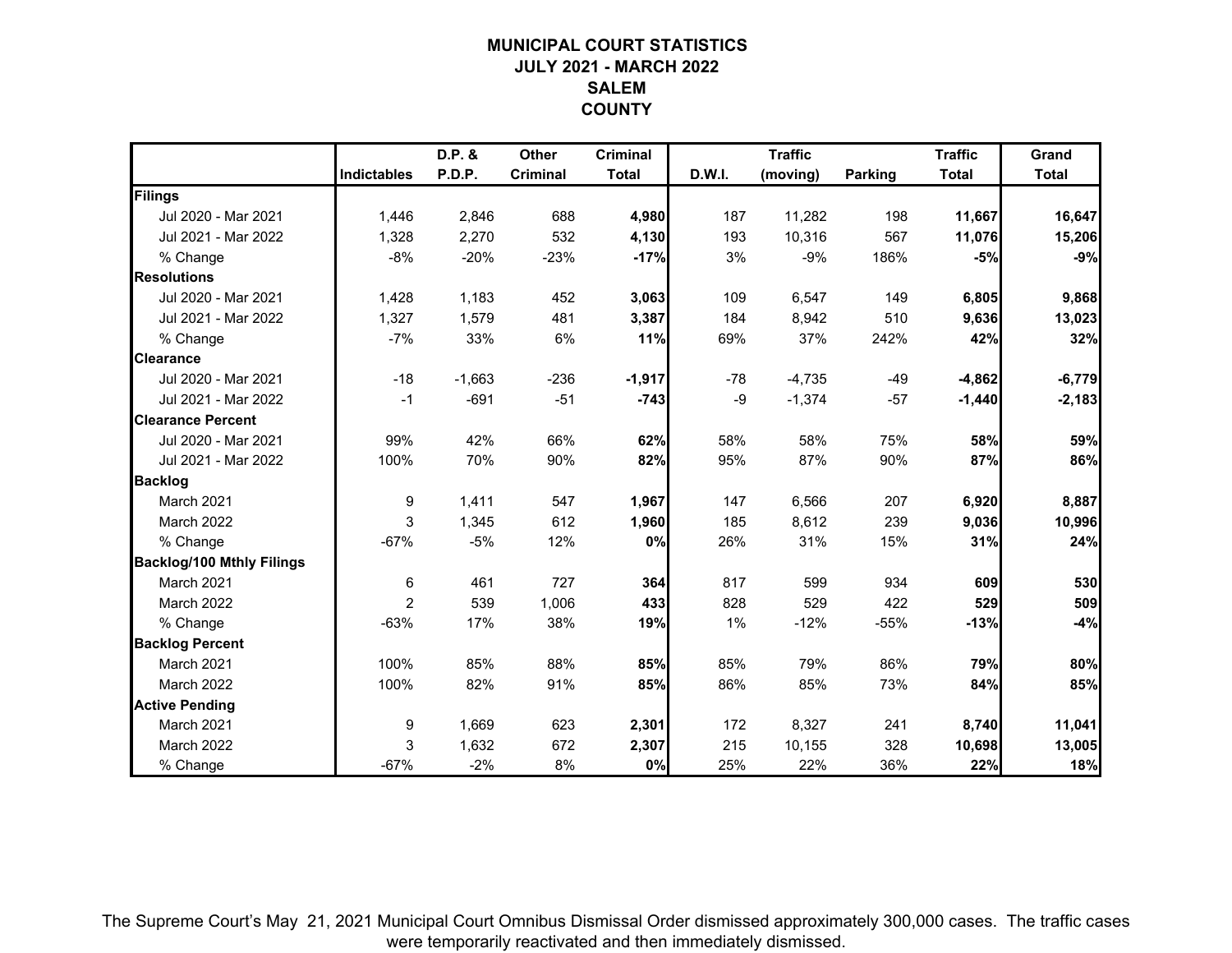# MUNICIPAL COURT STATISTICS
## JULY 2021 - MARCH 2022
## SALEM
## COUNTY

| | Indictables | D.P. & P.D.P. | Other Criminal | Criminal Total | D.W.I. | Traffic (moving) | Parking | Traffic Total | Grand Total |
|---|---|---|---|---|---|---|---|---|---|
| **Filings** | | | | | | | | | |
| Jul 2020 - Mar 2021 | 1,446 | 2,846 | 688 | **4,980** | 187 | 11,282 | 198 | **11,667** | **16,647** |
| Jul 2021 - Mar 2022 | 1,328 | 2,270 | 532 | **4,130** | 193 | 10,316 | 567 | **11,076** | **15,206** |
| % Change | -8% | -20% | -23% | **-17%** | 3% | -9% | 186% | **-5%** | **-9%** |
| **Resolutions** | | | | | | | | | |
| Jul 2020 - Mar 2021 | 1,428 | 1,183 | 452 | **3,063** | 109 | 6,547 | 149 | **6,805** | **9,868** |
| Jul 2021 - Mar 2022 | 1,327 | 1,579 | 481 | **3,387** | 184 | 8,942 | 510 | **9,636** | **13,023** |
| % Change | -7% | 33% | 6% | **11%** | 69% | 37% | 242% | **42%** | **32%** |
| **Clearance** | | | | | | | | | |
| Jul 2020 - Mar 2021 | -18 | -1,663 | -236 | **-1,917** | -78 | -4,735 | -49 | **-4,862** | **-6,779** |
| Jul 2021 - Mar 2022 | -1 | -691 | -51 | **-743** | -9 | -1,374 | -57 | **-1,440** | **-2,183** |
| **Clearance Percent** | | | | | | | | | |
| Jul 2020 - Mar 2021 | 99% | 42% | 66% | **62%** | 58% | 58% | 75% | **58%** | **59%** |
| Jul 2021 - Mar 2022 | 100% | 70% | 90% | **82%** | 95% | 87% | 90% | **87%** | **86%** |
| **Backlog** | | | | | | | | | |
| March 2021 | 9 | 1,411 | 547 | **1,967** | 147 | 6,566 | 207 | **6,920** | **8,887** |
| March 2022 | 3 | 1,345 | 612 | **1,960** | 185 | 8,612 | 239 | **9,036** | **10,996** |
| % Change | -67% | -5% | 12% | **0%** | 26% | 31% | 15% | **31%** | **24%** |
| **Backlog/100 Mthly Filings** | | | | | | | | | |
| March 2021 | 6 | 461 | 727 | **364** | 817 | 599 | 934 | **609** | **530** |
| March 2022 | 2 | 539 | 1,006 | **433** | 828 | 529 | 422 | **529** | **509** |
| % Change | -63% | 17% | 38% | **19%** | 1% | -12% | -55% | **-13%** | **-4%** |
| **Backlog Percent** | | | | | | | | | |
| March 2021 | 100% | 85% | 88% | **85%** | 85% | 79% | 86% | **79%** | **80%** |
| March 2022 | 100% | 82% | 91% | **85%** | 86% | 85% | 73% | **84%** | **85%** |
| **Active Pending** | | | | | | | | | |
| March 2021 | 9 | 1,669 | 623 | **2,301** | 172 | 8,327 | 241 | **8,740** | **11,041** |
| March 2022 | 3 | 1,632 | 672 | **2,307** | 215 | 10,155 | 328 | **10,698** | **13,005** |
| % Change | -67% | -2% | 8% | **0%** | 25% | 22% | 36% | **22%** | **18%** |

The Supreme Court's May 21, 2021 Municipal Court Omnibus Dismissal Order dismissed approximately 300,000 cases. The traffic cases were temporarily reactivated and then immediately dismissed.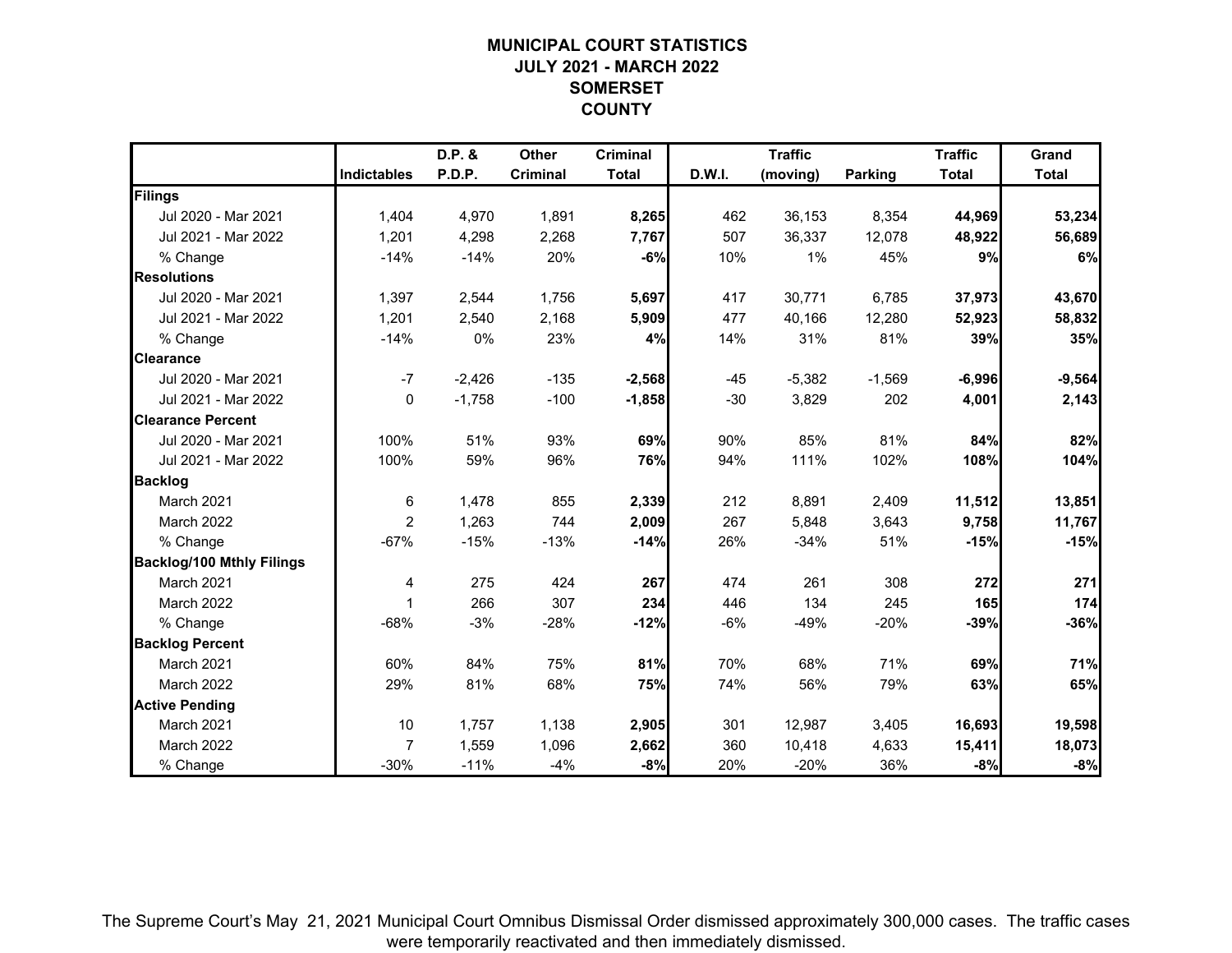# MUNICIPAL COURT STATISTICS
## JULY 2021 - MARCH 2022
## SOMERSET COUNTY

| | Indictables | D.P. & P.D.P. | Other Criminal | Criminal Total | D.W.I. | Traffic (moving) | Parking | Traffic Total | Grand Total |
|---|---|---|---|---|---|---|---|---|---|
| **Filings** | | | | | | | | | |
| Jul 2020 - Mar 2021 | 1,404 | 4,970 | 1,891 | **8,265** | 462 | 36,153 | 8,354 | **44,969** | **53,234** |
| Jul 2021 - Mar 2022 | 1,201 | 4,298 | 2,268 | **7,767** | 507 | 36,337 | 12,078 | **48,922** | **56,689** |
| % Change | -14% | -14% | 20% | **-6%** | 10% | 1% | 45% | **9%** | **6%** |
| **Resolutions** | | | | | | | | | |
| Jul 2020 - Mar 2021 | 1,397 | 2,544 | 1,756 | **5,697** | 417 | 30,771 | 6,785 | **37,973** | **43,670** |
| Jul 2021 - Mar 2022 | 1,201 | 2,540 | 2,168 | **5,909** | 477 | 40,166 | 12,280 | **52,923** | **58,832** |
| % Change | -14% | 0% | 23% | **4%** | 14% | 31% | 81% | **39%** | **35%** |
| **Clearance** | | | | | | | | | |
| Jul 2020 - Mar 2021 | -7 | -2,426 | -135 | **-2,568** | -45 | -5,382 | -1,569 | **-6,996** | **-9,564** |
| Jul 2021 - Mar 2022 | 0 | -1,758 | -100 | **-1,858** | -30 | 3,829 | 202 | **4,001** | **2,143** |
| **Clearance Percent** | | | | | | | | | |
| Jul 2020 - Mar 2021 | 100% | 51% | 93% | **69%** | 90% | 85% | 81% | **84%** | **82%** |
| Jul 2021 - Mar 2022 | 100% | 59% | 96% | **76%** | 94% | 111% | 102% | **108%** | **104%** |
| **Backlog** | | | | | | | | | |
| March 2021 | 6 | 1,478 | 855 | **2,339** | 212 | 8,891 | 2,409 | **11,512** | **13,851** |
| March 2022 | 2 | 1,263 | 744 | **2,009** | 267 | 5,848 | 3,643 | **9,758** | **11,767** |
| % Change | -67% | -15% | -13% | **-14%** | 26% | -34% | 51% | **-15%** | **-15%** |
| **Backlog/100 Mthly Filings** | | | | | | | | | |
| March 2021 | 4 | 275 | 424 | **267** | 474 | 261 | 308 | **272** | **271** |
| March 2022 | 1 | 266 | 307 | **234** | 446 | 134 | 245 | **165** | **174** |
| % Change | -68% | -3% | -28% | **-12%** | -6% | -49% | -20% | **-39%** | **-36%** |
| **Backlog Percent** | | | | | | | | | |
| March 2021 | 60% | 84% | 75% | **81%** | 70% | 68% | 71% | **69%** | **71%** |
| March 2022 | 29% | 81% | 68% | **75%** | 74% | 56% | 79% | **63%** | **65%** |
| **Active Pending** | | | | | | | | | |
| March 2021 | 10 | 1,757 | 1,138 | **2,905** | 301 | 12,987 | 3,405 | **16,693** | **19,598** |
| March 2022 | 7 | 1,559 | 1,096 | **2,662** | 360 | 10,418 | 4,633 | **15,411** | **18,073** |
| % Change | -30% | -11% | -4% | **-8%** | 20% | -20% | 36% | **-8%** | **-8%** |

The Supreme Court's May 21, 2021 Municipal Court Omnibus Dismissal Order dismissed approximately 300,000 cases. The traffic cases were temporarily reactivated and then immediately dismissed.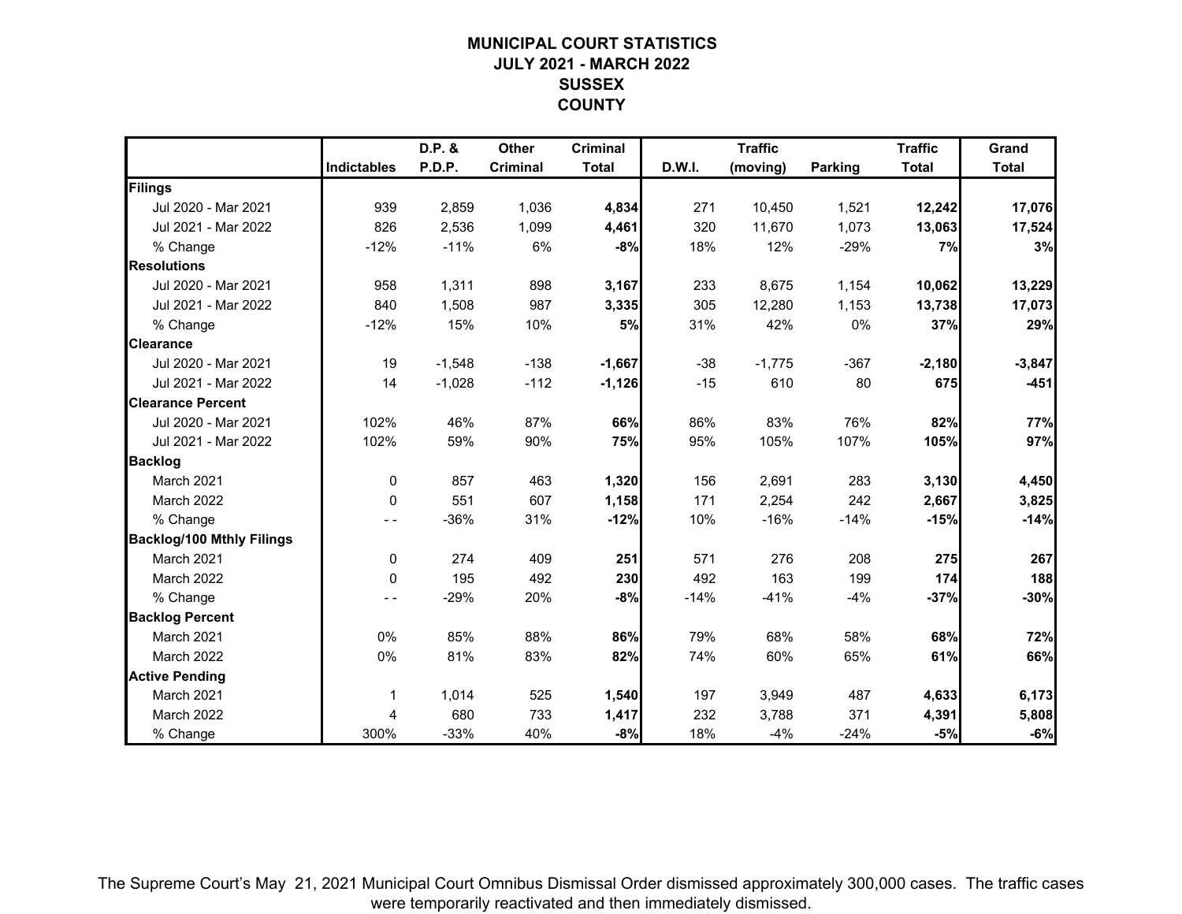# MUNICIPAL COURT STATISTICS
## JULY 2021 - MARCH 2022
## SUSSEX COUNTY

| | Indictables | D.P. & P.D.P. | Other Criminal | Criminal Total | D.W.I. | Traffic (moving) | Parking | Traffic Total | Grand Total |
|---|---|---|---|---|---|---|---|---|---|
| **Filings** | | | | | | | | | |
| Jul 2020 - Mar 2021 | 939 | 2,859 | 1,036 | **4,834** | 271 | 10,450 | 1,521 | **12,242** | **17,076** |
| Jul 2021 - Mar 2022 | 826 | 2,536 | 1,099 | **4,461** | 320 | 11,670 | 1,073 | **13,063** | **17,524** |
| % Change | -12% | -11% | 6% | **-8%** | 18% | 12% | -29% | **7%** | **3%** |
| **Resolutions** | | | | | | | | | |
| Jul 2020 - Mar 2021 | 958 | 1,311 | 898 | **3,167** | 233 | 8,675 | 1,154 | **10,062** | **13,229** |
| Jul 2021 - Mar 2022 | 840 | 1,508 | 987 | **3,335** | 305 | 12,280 | 1,153 | **13,738** | **17,073** |
| % Change | -12% | 15% | 10% | **5%** | 31% | 42% | 0% | **37%** | **29%** |
| **Clearance** | | | | | | | | | |
| Jul 2020 - Mar 2021 | 19 | -1,548 | -138 | **-1,667** | -38 | -1,775 | -367 | **-2,180** | **-3,847** |
| Jul 2021 - Mar 2022 | 14 | -1,028 | -112 | **-1,126** | -15 | 610 | 80 | **675** | **-451** |
| **Clearance Percent** | | | | | | | | | |
| Jul 2020 - Mar 2021 | 102% | 46% | 87% | **66%** | 86% | 83% | 76% | **82%** | **77%** |
| Jul 2021 - Mar 2022 | 102% | 59% | 90% | **75%** | 95% | 105% | 107% | **105%** | **97%** |
| **Backlog** | | | | | | | | | |
| March 2021 | 0 | 857 | 463 | **1,320** | 156 | 2,691 | 283 | **3,130** | **4,450** |
| March 2022 | 0 | 551 | 607 | **1,158** | 171 | 2,254 | 242 | **2,667** | **3,825** |
| % Change | - - | -36% | 31% | **-12%** | 10% | -16% | -14% | **-15%** | **-14%** |
| **Backlog/100 Mthly Filings** | | | | | | | | | |
| March 2021 | 0 | 274 | 409 | **251** | 571 | 276 | 208 | **275** | **267** |
| March 2022 | 0 | 195 | 492 | **230** | 492 | 163 | 199 | **174** | **188** |
| % Change | - - | -29% | 20% | **-8%** | -14% | -41% | -4% | **-37%** | **-30%** |
| **Backlog Percent** | | | | | | | | | |
| March 2021 | 0% | 85% | 88% | **86%** | 79% | 68% | 58% | **68%** | **72%** |
| March 2022 | 0% | 81% | 83% | **82%** | 74% | 60% | 65% | **61%** | **66%** |
| **Active Pending** | | | | | | | | | |
| March 2021 | 1 | 1,014 | 525 | **1,540** | 197 | 3,949 | 487 | **4,633** | **6,173** |
| March 2022 | 4 | 680 | 733 | **1,417** | 232 | 3,788 | 371 | **4,391** | **5,808** |
| % Change | 300% | -33% | 40% | **-8%** | 18% | -4% | -24% | **-5%** | **-6%** |

The Supreme Court's May 21, 2021 Municipal Court Omnibus Dismissal Order dismissed approximately 300,000 cases. The traffic cases were temporarily reactivated and then immediately dismissed.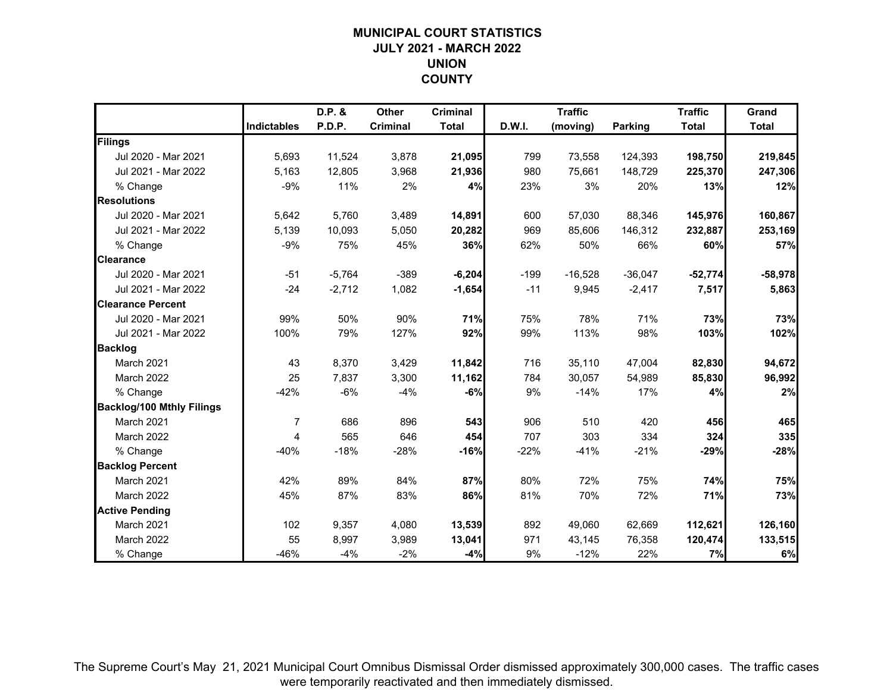# MUNICIPAL COURT STATISTICS
## JULY 2021 - MARCH 2022
## UNION
## COUNTY

| | Indictables | D.P. & P.D.P. | Other Criminal | Criminal Total | D.W.I. | Traffic (moving) | Parking | Traffic Total | Grand Total |
|---|---|---|---|---|---|---|---|---|---|
| **Filings** | | | | | | | | | |
| Jul 2020 - Mar 2021 | 5,693 | 11,524 | 3,878 | **21,095** | 799 | 73,558 | 124,393 | **198,750** | **219,845** |
| Jul 2021 - Mar 2022 | 5,163 | 12,805 | 3,968 | **21,936** | 980 | 75,661 | 148,729 | **225,370** | **247,306** |
| % Change | -9% | 11% | 2% | **4%** | 23% | 3% | 20% | **13%** | **12%** |
| **Resolutions** | | | | | | | | | |
| Jul 2020 - Mar 2021 | 5,642 | 5,760 | 3,489 | **14,891** | 600 | 57,030 | 88,346 | **145,976** | **160,867** |
| Jul 2021 - Mar 2022 | 5,139 | 10,093 | 5,050 | **20,282** | 969 | 85,606 | 146,312 | **232,887** | **253,169** |
| % Change | -9% | 75% | 45% | **36%** | 62% | 50% | 66% | **60%** | **57%** |
| **Clearance** | | | | | | | | | |
| Jul 2020 - Mar 2021 | -51 | -5,764 | -389 | **-6,204** | -199 | -16,528 | -36,047 | **-52,774** | **-58,978** |
| Jul 2021 - Mar 2022 | -24 | -2,712 | 1,082 | **-1,654** | -11 | 9,945 | -2,417 | **7,517** | **5,863** |
| **Clearance Percent** | | | | | | | | | |
| Jul 2020 - Mar 2021 | 99% | 50% | 90% | **71%** | 75% | 78% | 71% | **73%** | **73%** |
| Jul 2021 - Mar 2022 | 100% | 79% | 127% | **92%** | 99% | 113% | 98% | **103%** | **102%** |
| **Backlog** | | | | | | | | | |
| March 2021 | 43 | 8,370 | 3,429 | **11,842** | 716 | 35,110 | 47,004 | **82,830** | **94,672** |
| March 2022 | 25 | 7,837 | 3,300 | **11,162** | 784 | 30,057 | 54,989 | **85,830** | **96,992** |
| % Change | -42% | -6% | -4% | **-6%** | 9% | -14% | 17% | **4%** | **2%** |
| **Backlog/100 Mthly Filings** | | | | | | | | | |
| March 2021 | 7 | 686 | 896 | **543** | 906 | 510 | 420 | **456** | **465** |
| March 2022 | 4 | 565 | 646 | **454** | 707 | 303 | 334 | **324** | **335** |
| % Change | -40% | -18% | -28% | **-16%** | -22% | -41% | -21% | **-29%** | **-28%** |
| **Backlog Percent** | | | | | | | | | |
| March 2021 | 42% | 89% | 84% | **87%** | 80% | 72% | 75% | **74%** | **75%** |
| March 2022 | 45% | 87% | 83% | **86%** | 81% | 70% | 72% | **71%** | **73%** |
| **Active Pending** | | | | | | | | | |
| March 2021 | 102 | 9,357 | 4,080 | **13,539** | 892 | 49,060 | 62,669 | **112,621** | **126,160** |
| March 2022 | 55 | 8,997 | 3,989 | **13,041** | 971 | 43,145 | 76,358 | **120,474** | **133,515** |
| % Change | -46% | -4% | -2% | **-4%** | 9% | -12% | 22% | **7%** | **6%** |

The Supreme Court's May 21, 2021 Municipal Court Omnibus Dismissal Order dismissed approximately 300,000 cases. The traffic cases were temporarily reactivated and then immediately dismissed.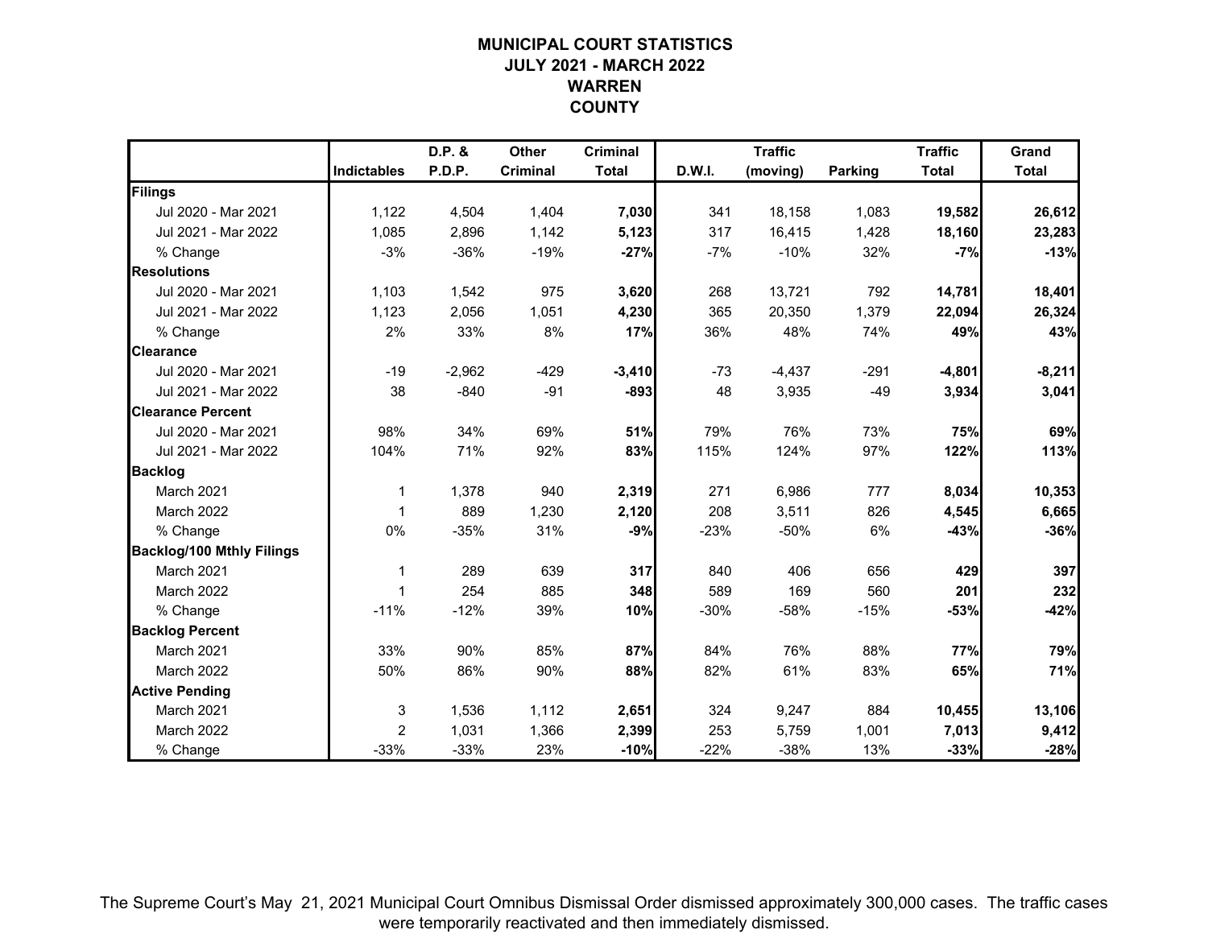# MUNICIPAL COURT STATISTICS
## JULY 2021 - MARCH 2022
## WARREN COUNTY

| | Indictables | D.P. & P.D.P. | Other Criminal | Criminal Total | D.W.I. | Traffic (moving) | Parking | Traffic Total | Grand Total |
|---|---|---|---|---|---|---|---|---|---|
| **Filings** | | | | | | | | | |
| Jul 2020 - Mar 2021 | 1,122 | 4,504 | 1,404 | **7,030** | 341 | 18,158 | 1,083 | **19,582** | **26,612** |
| Jul 2021 - Mar 2022 | 1,085 | 2,896 | 1,142 | **5,123** | 317 | 16,415 | 1,428 | **18,160** | **23,283** |
| % Change | -3% | -36% | -19% | **-27%** | -7% | -10% | 32% | **-7%** | **-13%** |
| **Resolutions** | | | | | | | | | |
| Jul 2020 - Mar 2021 | 1,103 | 1,542 | 975 | **3,620** | 268 | 13,721 | 792 | **14,781** | **18,401** |
| Jul 2021 - Mar 2022 | 1,123 | 2,056 | 1,051 | **4,230** | 365 | 20,350 | 1,379 | **22,094** | **26,324** |
| % Change | 2% | 33% | 8% | **17%** | 36% | 48% | 74% | **49%** | **43%** |
| **Clearance** | | | | | | | | | |
| Jul 2020 - Mar 2021 | -19 | -2,962 | -429 | **-3,410** | -73 | -4,437 | -291 | **-4,801** | **-8,211** |
| Jul 2021 - Mar 2022 | 38 | -840 | -91 | **-893** | 48 | 3,935 | -49 | **3,934** | **3,041** |
| **Clearance Percent** | | | | | | | | | |
| Jul 2020 - Mar 2021 | 98% | 34% | 69% | **51%** | 79% | 76% | 73% | **75%** | **69%** |
| Jul 2021 - Mar 2022 | 104% | 71% | 92% | **83%** | 115% | 124% | 97% | **122%** | **113%** |
| **Backlog** | | | | | | | | | |
| March 2021 | 1 | 1,378 | 940 | **2,319** | 271 | 6,986 | 777 | **8,034** | **10,353** |
| March 2022 | 1 | 889 | 1,230 | **2,120** | 208 | 3,511 | 826 | **4,545** | **6,665** |
| % Change | 0% | -35% | 31% | **-9%** | -23% | -50% | 6% | **-43%** | **-36%** |
| **Backlog/100 Mthly Filings** | | | | | | | | | |
| March 2021 | 1 | 289 | 639 | **317** | 840 | 406 | 656 | **429** | **397** |
| March 2022 | 1 | 254 | 885 | **348** | 589 | 169 | 560 | **201** | **232** |
| % Change | -11% | -12% | 39% | **10%** | -30% | -58% | -15% | **-53%** | **-42%** |
| **Backlog Percent** | | | | | | | | | |
| March 2021 | 33% | 90% | 85% | **87%** | 84% | 76% | 88% | **77%** | **79%** |
| March 2022 | 50% | 86% | 90% | **88%** | 82% | 61% | 83% | **65%** | **71%** |
| **Active Pending** | | | | | | | | | |
| March 2021 | 3 | 1,536 | 1,112 | **2,651** | 324 | 9,247 | 884 | **10,455** | **13,106** |
| March 2022 | 2 | 1,031 | 1,366 | **2,399** | 253 | 5,759 | 1,001 | **7,013** | **9,412** |
| % Change | -33% | -33% | 23% | **-10%** | -22% | -38% | 13% | **-33%** | **-28%** |

The Supreme Court's May 21, 2021 Municipal Court Omnibus Dismissal Order dismissed approximately 300,000 cases. The traffic cases were temporarily reactivated and then immediately dismissed.